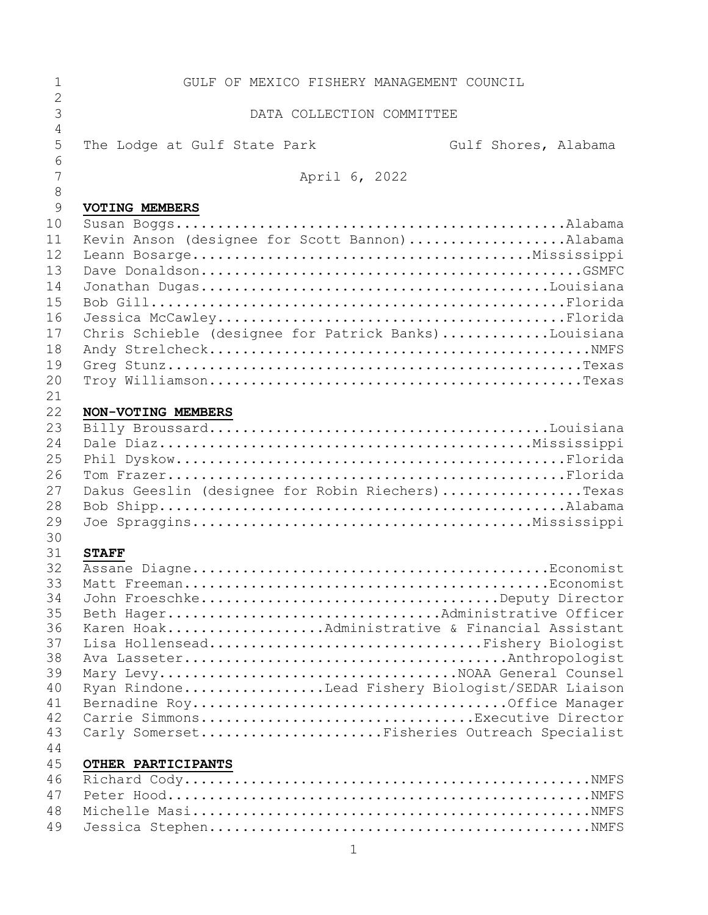GULF OF MEXICO FISHERY MANAGEMENT COUNCIL

DATA COLLECTION COMMITTEE

The Lodge at Gulf State Park Gulf Shores, Alabama

April 6, 2022

**VOTING MEMBERS**

Susan Boggs...............................................Alabama
Kevin Anson (designee for Scott Bannon)...................Alabama
Leann Bosarge.........................................Mississippi
Dave Donaldson..............................................GSMFC
Jonathan Dugas..........................................Louisiana
Bob Gill..................................................Florida
Jessica McCawley..........................................Florida
Chris Schieble (designee for Patrick Banks).............Louisiana
Andy Strelcheck..............................................NMFS
Greg Stunz..................................................Texas
Troy Williamson.............................................Texas

**NON-VOTING MEMBERS**

Billy Broussard.........................................Louisiana
Dale Diaz.............................................Mississippi
Phil Dyskow...............................................Florida
Tom Frazer................................................Florida
Dakus Geeslin (designee for Robin Riechers).................Texas
Bob Shipp.................................................Alabama
Joe Spraggins.........................................Mississippi

**STAFF**

Assane Diagne.........................................Economist
Matt Freeman..........................................Economist
John Froeschke...................................Deputy Director
Beth Hager..............................Administrative Officer
Karen Hoak..................Administrative & Financial Assistant
Lisa Hollensead................................Fishery Biologist
Ava Lasseter.......................................Anthropologist
Mary Levy...................................NOAA General Counsel
Ryan Rindone................Lead Fishery Biologist/SEDAR Liaison
Bernadine Roy.......................................Office Manager
Carrie Simmons..................................Executive Director
Carly Somerset......................Fisheries Outreach Specialist

**OTHER PARTICIPANTS**

Richard Cody.................................................NMFS
Peter Hood...................................................NMFS
Michelle Masi................................................NMFS
Jessica Stephen..............................................NMFS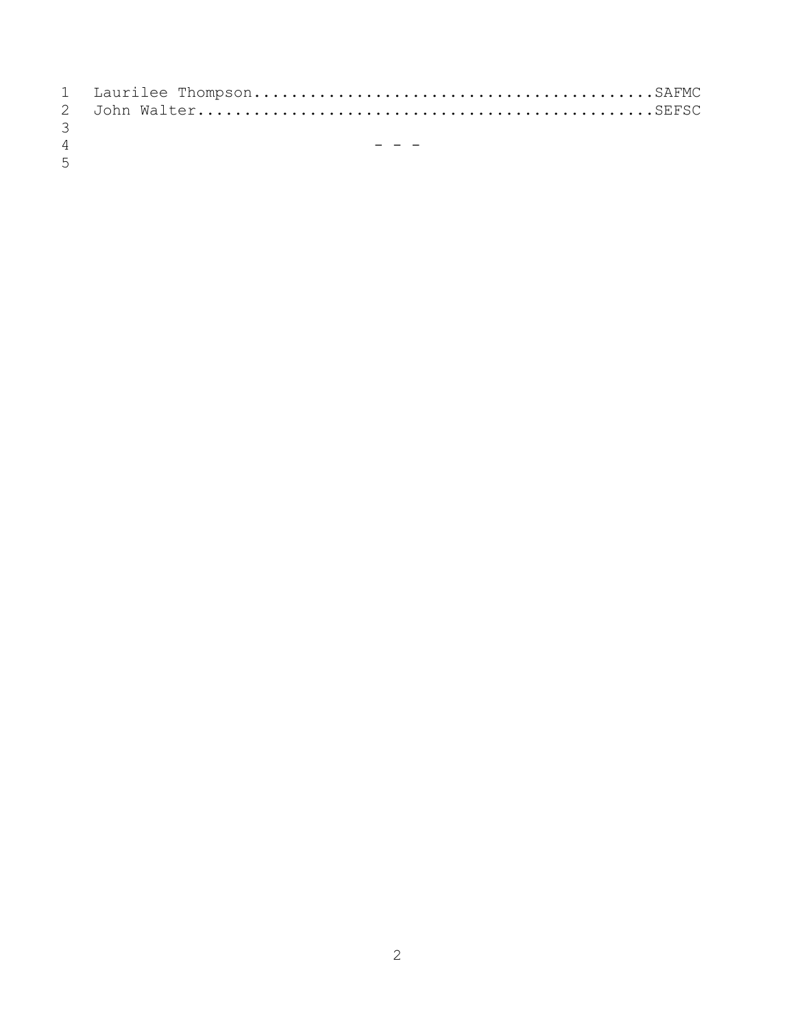Laurilee Thompson...........................................SAFMC
John Walter.................................................SEFSC

- - -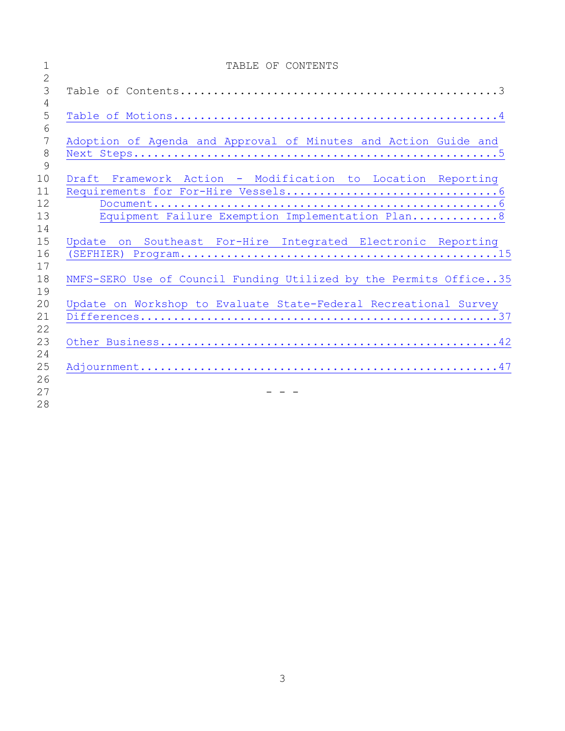# TABLE OF CONTENTS

Table of Contents....................................................3

Table of Motions.....................................................4

Adoption of Agenda and Approval of Minutes and Action Guide and Next Steps...........................................................5

Draft Framework Action - Modification to Location Reporting Requirements for For-Hire Vessels................................6

- Document.....................................................6
- Equipment Failure Exemption Implementation Plan..............8

Update on Southeast For-Hire Integrated Electronic Reporting (SEFHIER) Program...............................................15

NMFS-SERO Use of Council Funding Utilized by the Permits Office..35

Update on Workshop to Evaluate State-Federal Recreational Survey Differences.........................................................37

Other Business.......................................................42

Adjournment..........................................................47

\- - -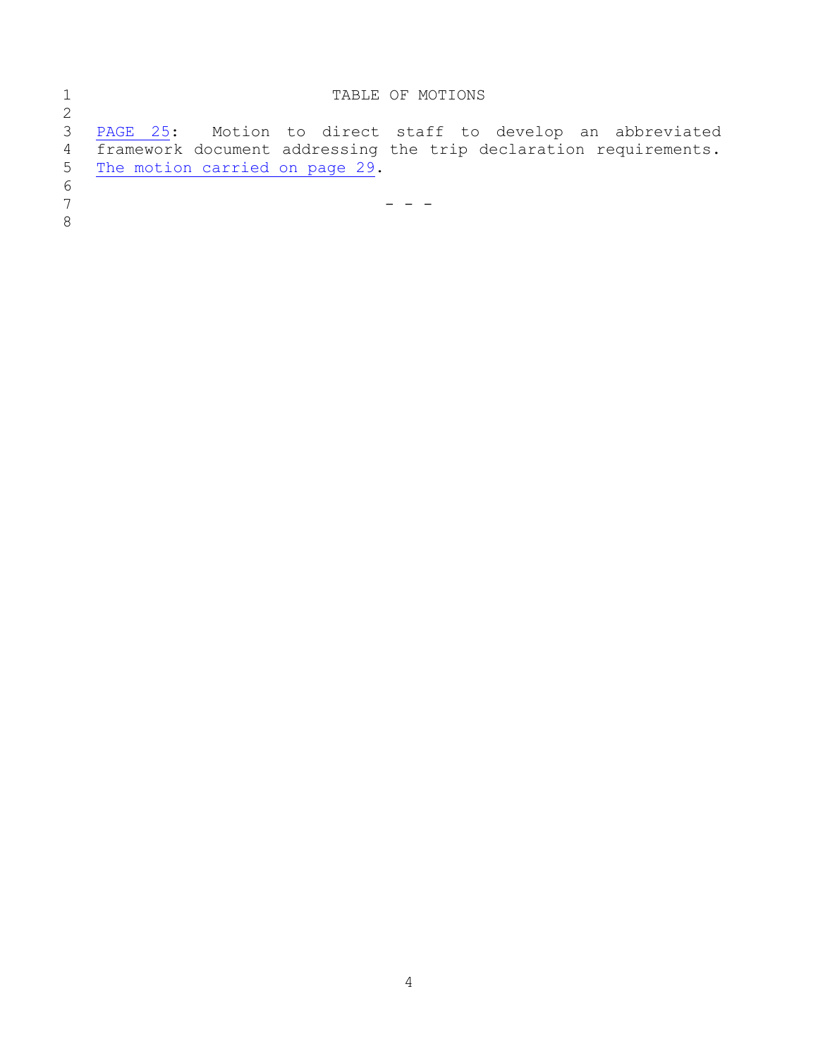# TABLE OF MOTIONS

PAGE 25: Motion to direct staff to develop an abbreviated framework document addressing the trip declaration requirements. The motion carried on page 29.

- - -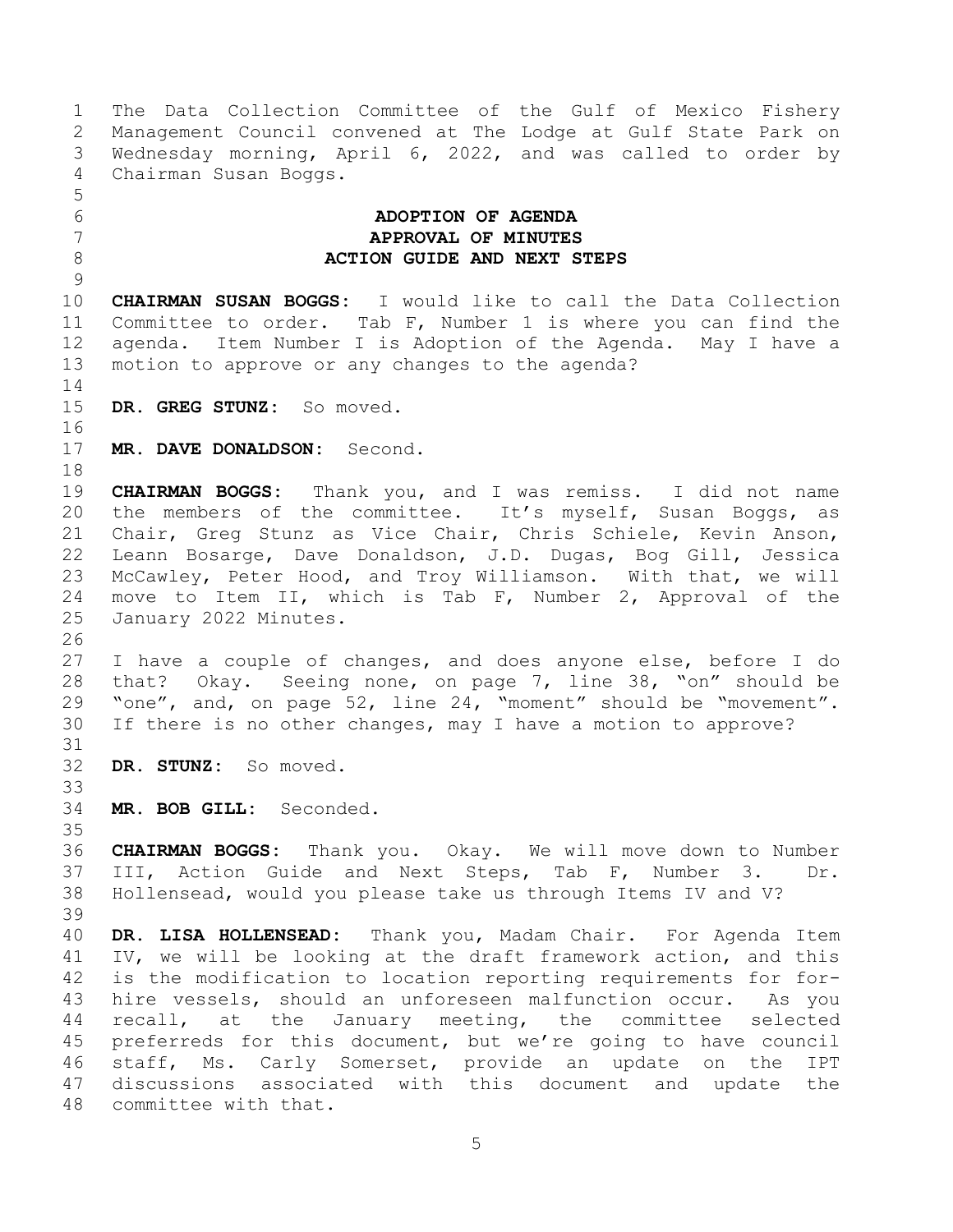The Data Collection Committee of the Gulf of Mexico Fishery Management Council convened at The Lodge at Gulf State Park on Wednesday morning, April 6, 2022, and was called to order by Chairman Susan Boggs.

## ADOPTION OF AGENDA
## APPROVAL OF MINUTES
## ACTION GUIDE AND NEXT STEPS

**CHAIRMAN SUSAN BOGGS:** I would like to call the Data Collection Committee to order. Tab F, Number 1 is where you can find the agenda. Item Number I is Adoption of the Agenda. May I have a motion to approve or any changes to the agenda?

**DR. GREG STUNZ:** So moved.

**MR. DAVE DONALDSON:** Second.

**CHAIRMAN BOGGS:** Thank you, and I was remiss. I did not name the members of the committee. It's myself, Susan Boggs, as Chair, Greg Stunz as Vice Chair, Chris Schiele, Kevin Anson, Leann Bosarge, Dave Donaldson, J.D. Dugas, Bog Gill, Jessica McCawley, Peter Hood, and Troy Williamson. With that, we will move to Item II, which is Tab F, Number 2, Approval of the January 2022 Minutes.

I have a couple of changes, and does anyone else, before I do that? Okay. Seeing none, on page 7, line 38, "on" should be "one", and, on page 52, line 24, "moment" should be "movement". If there is no other changes, may I have a motion to approve?

**DR. STUNZ:** So moved.

**MR. BOB GILL:** Seconded.

**CHAIRMAN BOGGS:** Thank you. Okay. We will move down to Number III, Action Guide and Next Steps, Tab F, Number 3. Dr. Hollensead, would you please take us through Items IV and V?

**DR. LISA HOLLENSEAD:** Thank you, Madam Chair. For Agenda Item IV, we will be looking at the draft framework action, and this is the modification to location reporting requirements for for-hire vessels, should an unforeseen malfunction occur. As you recall, at the January meeting, the committee selected preferreds for this document, but we're going to have council staff, Ms. Carly Somerset, provide an update on the IPT discussions associated with this document and update the committee with that.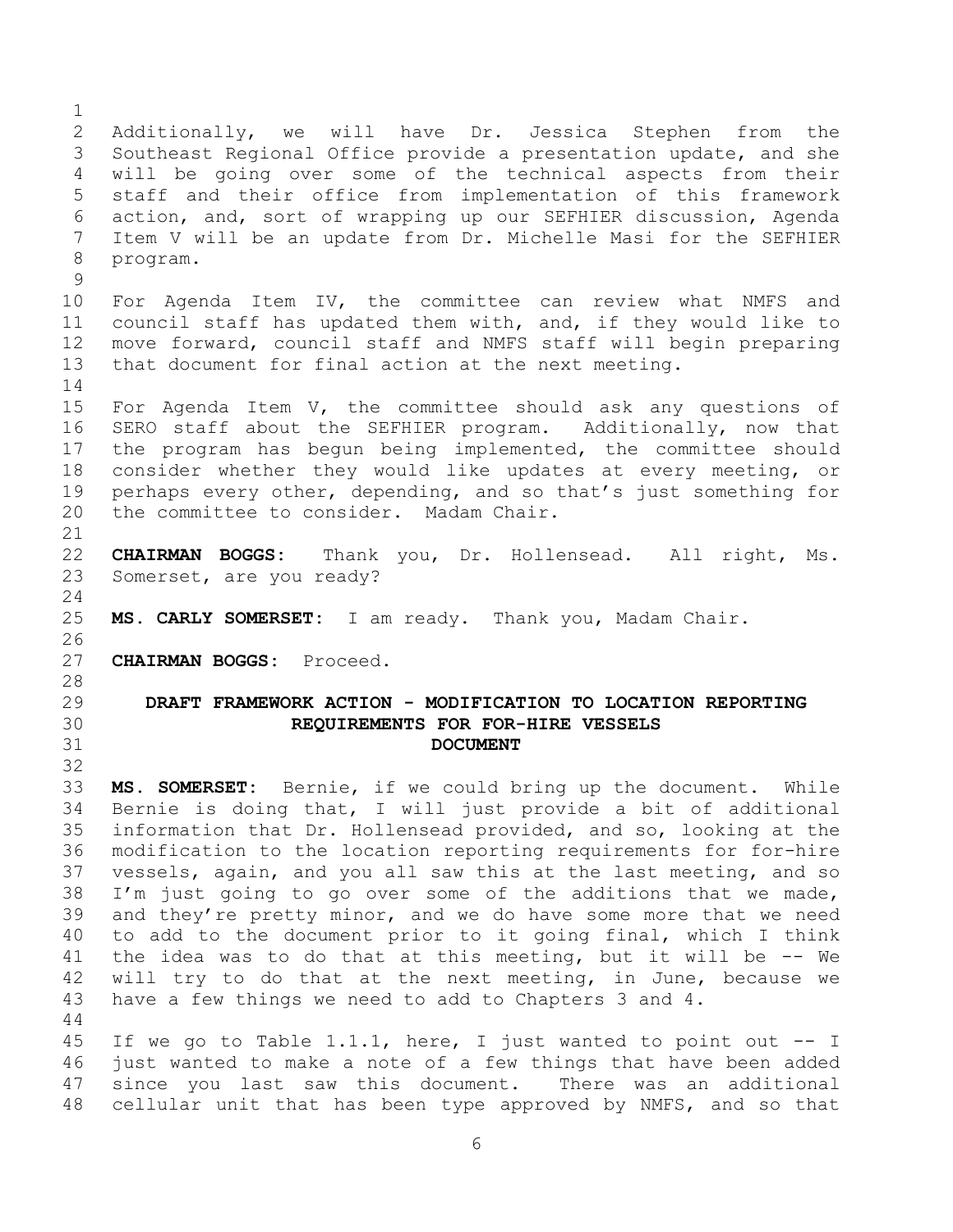Additionally, we will have Dr. Jessica Stephen from the Southeast Regional Office provide a presentation update, and she will be going over some of the technical aspects from their staff and their office from implementation of this framework action, and, sort of wrapping up our SEFHIER discussion, Agenda Item V will be an update from Dr. Michelle Masi for the SEFHIER program.

For Agenda Item IV, the committee can review what NMFS and council staff has updated them with, and, if they would like to move forward, council staff and NMFS staff will begin preparing that document for final action at the next meeting.

For Agenda Item V, the committee should ask any questions of SERO staff about the SEFHIER program. Additionally, now that the program has begun being implemented, the committee should consider whether they would like updates at every meeting, or perhaps every other, depending, and so that's just something for the committee to consider. Madam Chair.

**CHAIRMAN BOGGS:** Thank you, Dr. Hollensead. All right, Ms. Somerset, are you ready?

**MS. CARLY SOMERSET:** I am ready. Thank you, Madam Chair.

**CHAIRMAN BOGGS:** Proceed.

## DRAFT FRAMEWORK ACTION - MODIFICATION TO LOCATION REPORTING REQUIREMENTS FOR FOR-HIRE VESSELS DOCUMENT

**MS. SOMERSET:** Bernie, if we could bring up the document. While Bernie is doing that, I will just provide a bit of additional information that Dr. Hollensead provided, and so, looking at the modification to the location reporting requirements for for-hire vessels, again, and you all saw this at the last meeting, and so I'm just going to go over some of the additions that we made, and they're pretty minor, and we do have some more that we need to add to the document prior to it going final, which I think the idea was to do that at this meeting, but it will be -- We will try to do that at the next meeting, in June, because we have a few things we need to add to Chapters 3 and 4.

If we go to Table 1.1.1, here, I just wanted to point out -- I just wanted to make a note of a few things that have been added since you last saw this document. There was an additional cellular unit that has been type approved by NMFS, and so that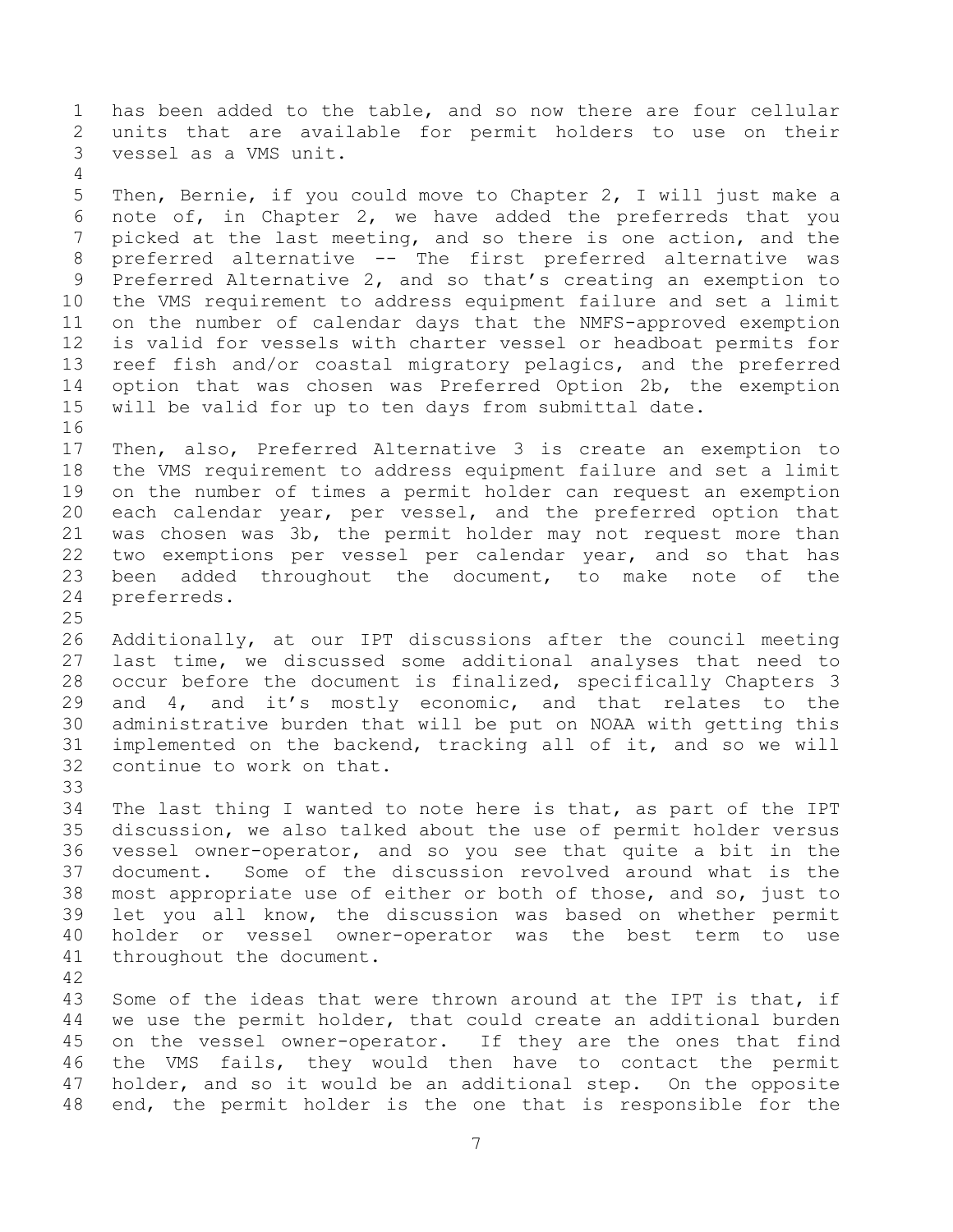has been added to the table, and so now there are four cellular units that are available for permit holders to use on their vessel as a VMS unit.

Then, Bernie, if you could move to Chapter 2, I will just make a note of, in Chapter 2, we have added the preferreds that you picked at the last meeting, and so there is one action, and the preferred alternative -- The first preferred alternative was Preferred Alternative 2, and so that's creating an exemption to the VMS requirement to address equipment failure and set a limit on the number of calendar days that the NMFS-approved exemption is valid for vessels with charter vessel or headboat permits for reef fish and/or coastal migratory pelagics, and the preferred option that was chosen was Preferred Option 2b, the exemption will be valid for up to ten days from submittal date.

Then, also, Preferred Alternative 3 is create an exemption to the VMS requirement to address equipment failure and set a limit on the number of times a permit holder can request an exemption each calendar year, per vessel, and the preferred option that was chosen was 3b, the permit holder may not request more than two exemptions per vessel per calendar year, and so that has been added throughout the document, to make note of the preferreds.

Additionally, at our IPT discussions after the council meeting last time, we discussed some additional analyses that need to occur before the document is finalized, specifically Chapters 3 and 4, and it's mostly economic, and that relates to the administrative burden that will be put on NOAA with getting this implemented on the backend, tracking all of it, and so we will continue to work on that.

The last thing I wanted to note here is that, as part of the IPT discussion, we also talked about the use of permit holder versus vessel owner-operator, and so you see that quite a bit in the document. Some of the discussion revolved around what is the most appropriate use of either or both of those, and so, just to let you all know, the discussion was based on whether permit holder or vessel owner-operator was the best term to use throughout the document.

Some of the ideas that were thrown around at the IPT is that, if we use the permit holder, that could create an additional burden on the vessel owner-operator. If they are the ones that find the VMS fails, they would then have to contact the permit holder, and so it would be an additional step. On the opposite end, the permit holder is the one that is responsible for the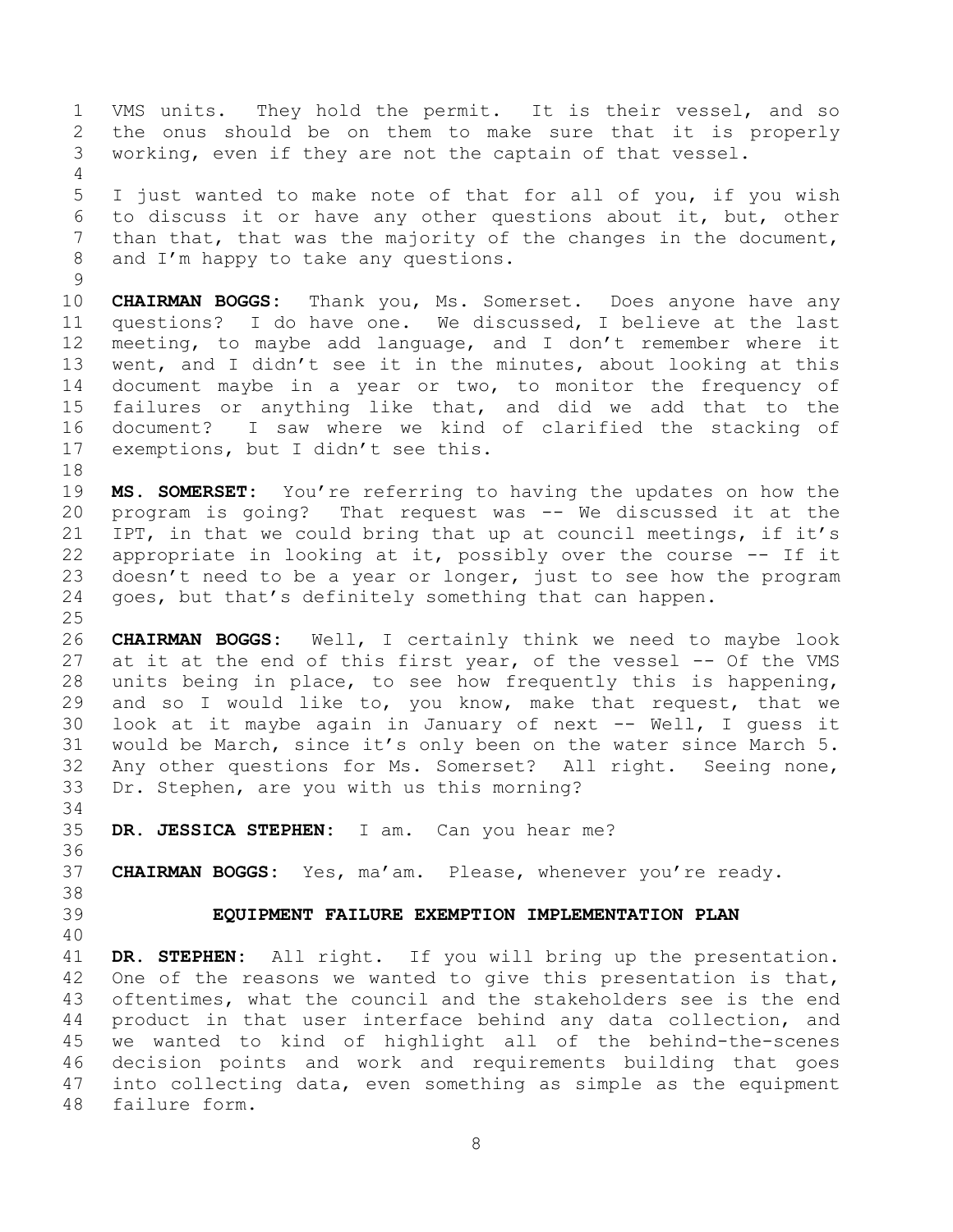VMS units. They hold the permit. It is their vessel, and so the onus should be on them to make sure that it is properly working, even if they are not the captain of that vessel.

I just wanted to make note of that for all of you, if you wish to discuss it or have any other questions about it, but, other than that, that was the majority of the changes in the document, and I'm happy to take any questions.

**CHAIRMAN BOGGS:** Thank you, Ms. Somerset. Does anyone have any questions? I do have one. We discussed, I believe at the last meeting, to maybe add language, and I don't remember where it went, and I didn't see it in the minutes, about looking at this document maybe in a year or two, to monitor the frequency of failures or anything like that, and did we add that to the document? I saw where we kind of clarified the stacking of exemptions, but I didn't see this.

**MS. SOMERSET:** You're referring to having the updates on how the program is going? That request was -- We discussed it at the IPT, in that we could bring that up at council meetings, if it's appropriate in looking at it, possibly over the course -- If it doesn't need to be a year or longer, just to see how the program goes, but that's definitely something that can happen.

**CHAIRMAN BOGGS:** Well, I certainly think we need to maybe look at it at the end of this first year, of the vessel -- Of the VMS units being in place, to see how frequently this is happening, and so I would like to, you know, make that request, that we look at it maybe again in January of next -- Well, I guess it would be March, since it's only been on the water since March 5. Any other questions for Ms. Somerset? All right. Seeing none, Dr. Stephen, are you with us this morning?

**DR. JESSICA STEPHEN:** I am. Can you hear me?

**CHAIRMAN BOGGS:** Yes, ma'am. Please, whenever you're ready.

## EQUIPMENT FAILURE EXEMPTION IMPLEMENTATION PLAN

**DR. STEPHEN:** All right. If you will bring up the presentation. One of the reasons we wanted to give this presentation is that, oftentimes, what the council and the stakeholders see is the end product in that user interface behind any data collection, and we wanted to kind of highlight all of the behind-the-scenes decision points and work and requirements building that goes into collecting data, even something as simple as the equipment failure form.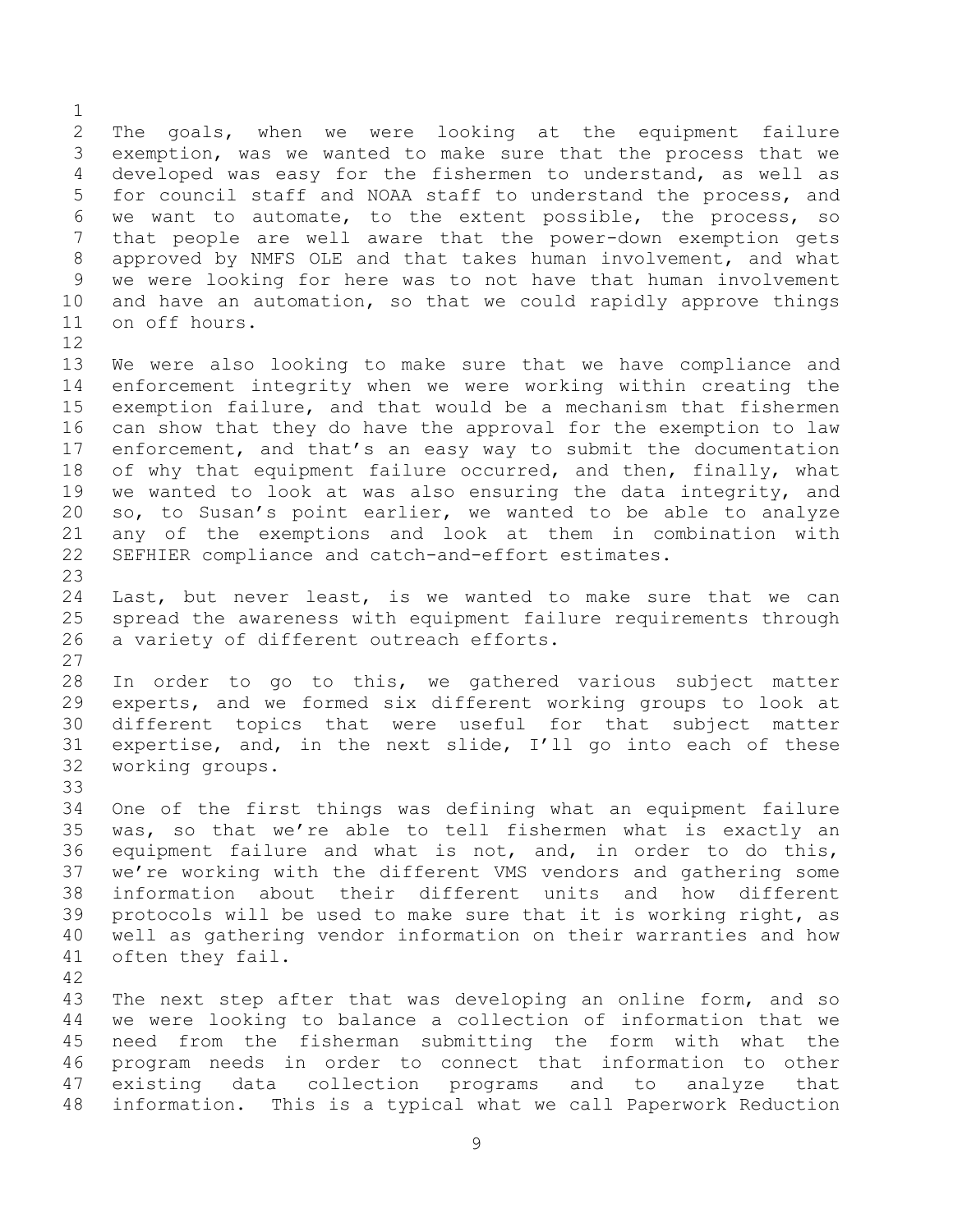The goals, when we were looking at the equipment failure exemption, was we wanted to make sure that the process that we developed was easy for the fishermen to understand, as well as for council staff and NOAA staff to understand the process, and we want to automate, to the extent possible, the process, so that people are well aware that the power-down exemption gets approved by NMFS OLE and that takes human involvement, and what we were looking for here was to not have that human involvement and have an automation, so that we could rapidly approve things on off hours.

We were also looking to make sure that we have compliance and enforcement integrity when we were working within creating the exemption failure, and that would be a mechanism that fishermen can show that they do have the approval for the exemption to law enforcement, and that's an easy way to submit the documentation of why that equipment failure occurred, and then, finally, what we wanted to look at was also ensuring the data integrity, and so, to Susan's point earlier, we wanted to be able to analyze any of the exemptions and look at them in combination with SEFHIER compliance and catch-and-effort estimates.

Last, but never least, is we wanted to make sure that we can spread the awareness with equipment failure requirements through a variety of different outreach efforts.

In order to go to this, we gathered various subject matter experts, and we formed six different working groups to look at different topics that were useful for that subject matter expertise, and, in the next slide, I'll go into each of these working groups.

One of the first things was defining what an equipment failure was, so that we're able to tell fishermen what is exactly an equipment failure and what is not, and, in order to do this, we're working with the different VMS vendors and gathering some information about their different units and how different protocols will be used to make sure that it is working right, as well as gathering vendor information on their warranties and how often they fail.

The next step after that was developing an online form, and so we were looking to balance a collection of information that we need from the fisherman submitting the form with what the program needs in order to connect that information to other existing data collection programs and to analyze that information. This is a typical what we call Paperwork Reduction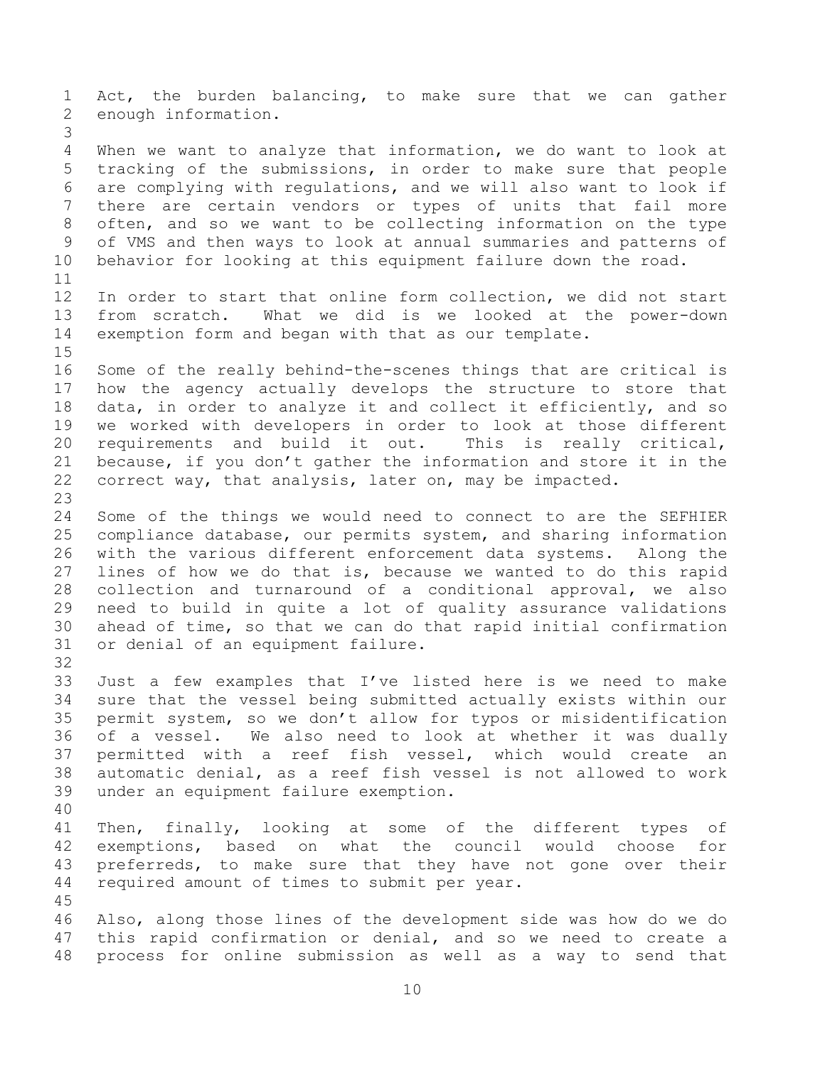Act, the burden balancing, to make sure that we can gather enough information.

When we want to analyze that information, we do want to look at tracking of the submissions, in order to make sure that people are complying with regulations, and we will also want to look if there are certain vendors or types of units that fail more often, and so we want to be collecting information on the type of VMS and then ways to look at annual summaries and patterns of behavior for looking at this equipment failure down the road.

In order to start that online form collection, we did not start from scratch. What we did is we looked at the power-down exemption form and began with that as our template.

Some of the really behind-the-scenes things that are critical is how the agency actually develops the structure to store that data, in order to analyze it and collect it efficiently, and so we worked with developers in order to look at those different requirements and build it out. This is really critical, because, if you don't gather the information and store it in the correct way, that analysis, later on, may be impacted.

Some of the things we would need to connect to are the SEFHIER compliance database, our permits system, and sharing information with the various different enforcement data systems. Along the lines of how we do that is, because we wanted to do this rapid collection and turnaround of a conditional approval, we also need to build in quite a lot of quality assurance validations ahead of time, so that we can do that rapid initial confirmation or denial of an equipment failure.

Just a few examples that I've listed here is we need to make sure that the vessel being submitted actually exists within our permit system, so we don't allow for typos or misidentification of a vessel. We also need to look at whether it was dually permitted with a reef fish vessel, which would create an automatic denial, as a reef fish vessel is not allowed to work under an equipment failure exemption.

Then, finally, looking at some of the different types of exemptions, based on what the council would choose for preferreds, to make sure that they have not gone over their required amount of times to submit per year.

Also, along those lines of the development side was how do we do this rapid confirmation or denial, and so we need to create a process for online submission as well as a way to send that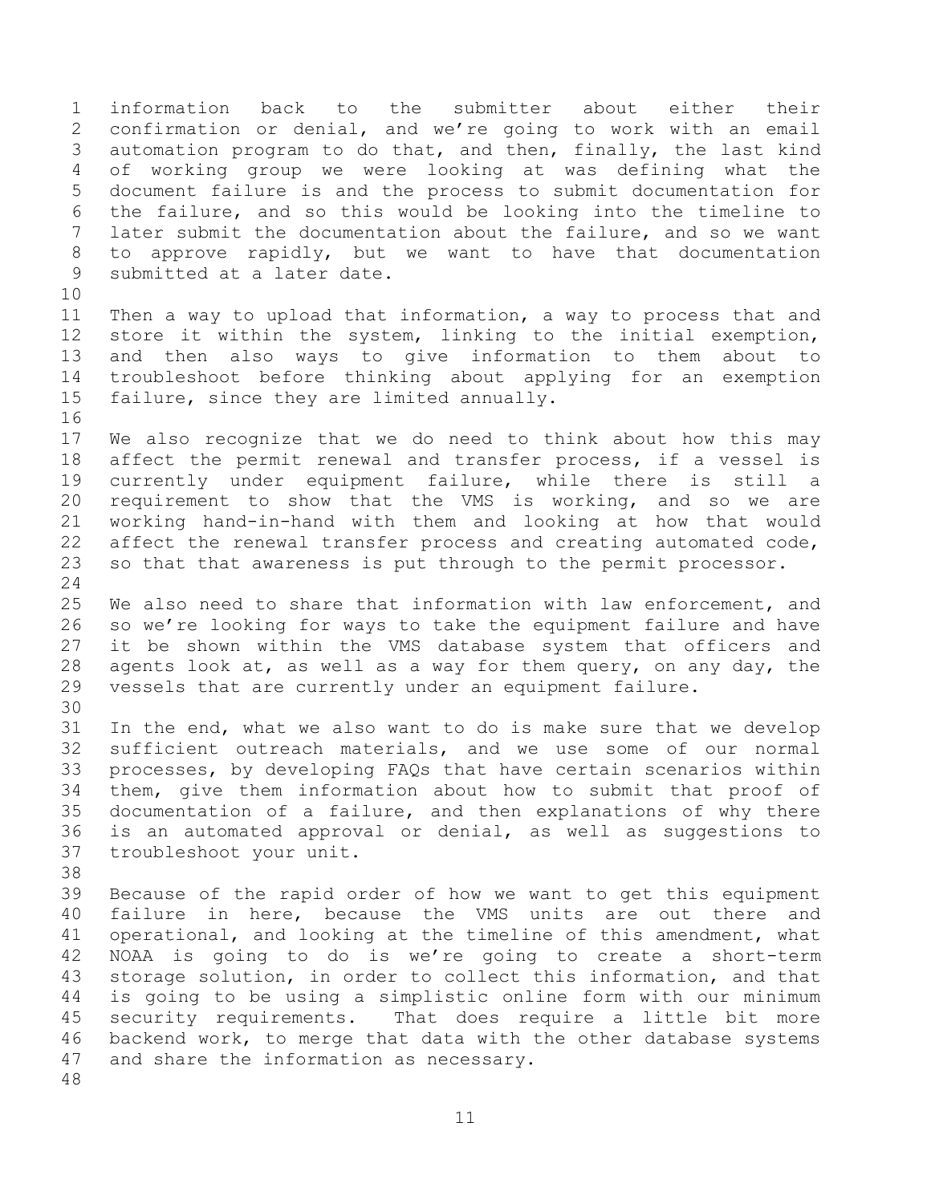information back to the submitter about either their confirmation or denial, and we're going to work with an email automation program to do that, and then, finally, the last kind of working group we were looking at was defining what the document failure is and the process to submit documentation for the failure, and so this would be looking into the timeline to later submit the documentation about the failure, and so we want to approve rapidly, but we want to have that documentation submitted at a later date.

Then a way to upload that information, a way to process that and store it within the system, linking to the initial exemption, and then also ways to give information to them about to troubleshoot before thinking about applying for an exemption failure, since they are limited annually.

We also recognize that we do need to think about how this may affect the permit renewal and transfer process, if a vessel is currently under equipment failure, while there is still a requirement to show that the VMS is working, and so we are working hand-in-hand with them and looking at how that would affect the renewal transfer process and creating automated code, so that that awareness is put through to the permit processor.

We also need to share that information with law enforcement, and so we're looking for ways to take the equipment failure and have it be shown within the VMS database system that officers and agents look at, as well as a way for them query, on any day, the vessels that are currently under an equipment failure.

In the end, what we also want to do is make sure that we develop sufficient outreach materials, and we use some of our normal processes, by developing FAQs that have certain scenarios within them, give them information about how to submit that proof of documentation of a failure, and then explanations of why there is an automated approval or denial, as well as suggestions to troubleshoot your unit.

Because of the rapid order of how we want to get this equipment failure in here, because the VMS units are out there and operational, and looking at the timeline of this amendment, what NOAA is going to do is we're going to create a short-term storage solution, in order to collect this information, and that is going to be using a simplistic online form with our minimum security requirements. That does require a little bit more backend work, to merge that data with the other database systems and share the information as necessary.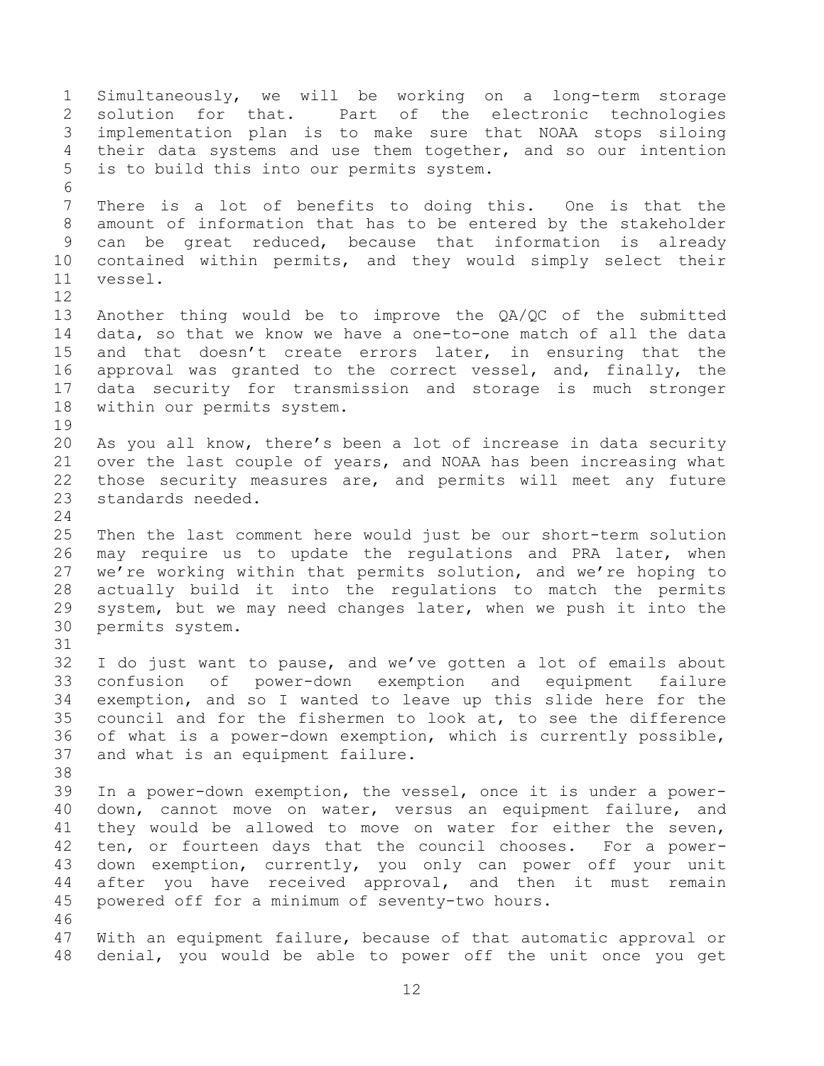Simultaneously, we will be working on a long-term storage solution for that. Part of the electronic technologies implementation plan is to make sure that NOAA stops siloing their data systems and use them together, and so our intention is to build this into our permits system.

There is a lot of benefits to doing this. One is that the amount of information that has to be entered by the stakeholder can be great reduced, because that information is already contained within permits, and they would simply select their vessel.

Another thing would be to improve the QA/QC of the submitted data, so that we know we have a one-to-one match of all the data and that doesn't create errors later, in ensuring that the approval was granted to the correct vessel, and, finally, the data security for transmission and storage is much stronger within our permits system.

As you all know, there's been a lot of increase in data security over the last couple of years, and NOAA has been increasing what those security measures are, and permits will meet any future standards needed.

Then the last comment here would just be our short-term solution may require us to update the regulations and PRA later, when we're working within that permits solution, and we're hoping to actually build it into the regulations to match the permits system, but we may need changes later, when we push it into the permits system.

I do just want to pause, and we've gotten a lot of emails about confusion of power-down exemption and equipment failure exemption, and so I wanted to leave up this slide here for the council and for the fishermen to look at, to see the difference of what is a power-down exemption, which is currently possible, and what is an equipment failure.

In a power-down exemption, the vessel, once it is under a power-down, cannot move on water, versus an equipment failure, and they would be allowed to move on water for either the seven, ten, or fourteen days that the council chooses. For a power-down exemption, currently, you only can power off your unit after you have received approval, and then it must remain powered off for a minimum of seventy-two hours.

With an equipment failure, because of that automatic approval or denial, you would be able to power off the unit once you get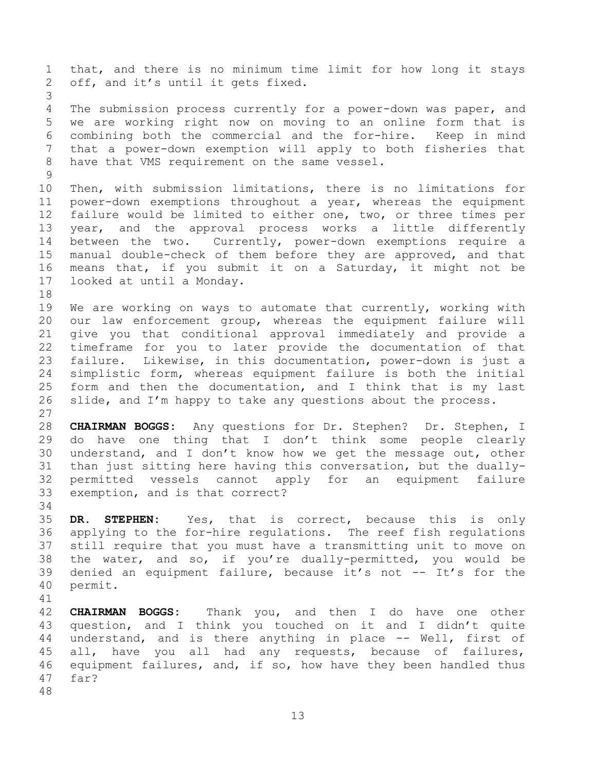that, and there is no minimum time limit for how long it stays off, and it's until it gets fixed.

The submission process currently for a power-down was paper, and we are working right now on moving to an online form that is combining both the commercial and the for-hire. Keep in mind that a power-down exemption will apply to both fisheries that have that VMS requirement on the same vessel.

Then, with submission limitations, there is no limitations for power-down exemptions throughout a year, whereas the equipment failure would be limited to either one, two, or three times per year, and the approval process works a little differently between the two. Currently, power-down exemptions require a manual double-check of them before they are approved, and that means that, if you submit it on a Saturday, it might not be looked at until a Monday.

We are working on ways to automate that currently, working with our law enforcement group, whereas the equipment failure will give you that conditional approval immediately and provide a timeframe for you to later provide the documentation of that failure. Likewise, in this documentation, power-down is just a simplistic form, whereas equipment failure is both the initial form and then the documentation, and I think that is my last slide, and I'm happy to take any questions about the process.

**CHAIRMAN BOGGS:** Any questions for Dr. Stephen? Dr. Stephen, I do have one thing that I don't think some people clearly understand, and I don't know how we get the message out, other than just sitting here having this conversation, but the dually-permitted vessels cannot apply for an equipment failure exemption, and is that correct?

**DR. STEPHEN:** Yes, that is correct, because this is only applying to the for-hire regulations. The reef fish regulations still require that you must have a transmitting unit to move on the water, and so, if you're dually-permitted, you would be denied an equipment failure, because it's not -- It's for the permit.

**CHAIRMAN BOGGS:** Thank you, and then I do have one other question, and I think you touched on it and I didn't quite understand, and is there anything in place -- Well, first of all, have you all had any requests, because of failures, equipment failures, and, if so, how have they been handled thus far?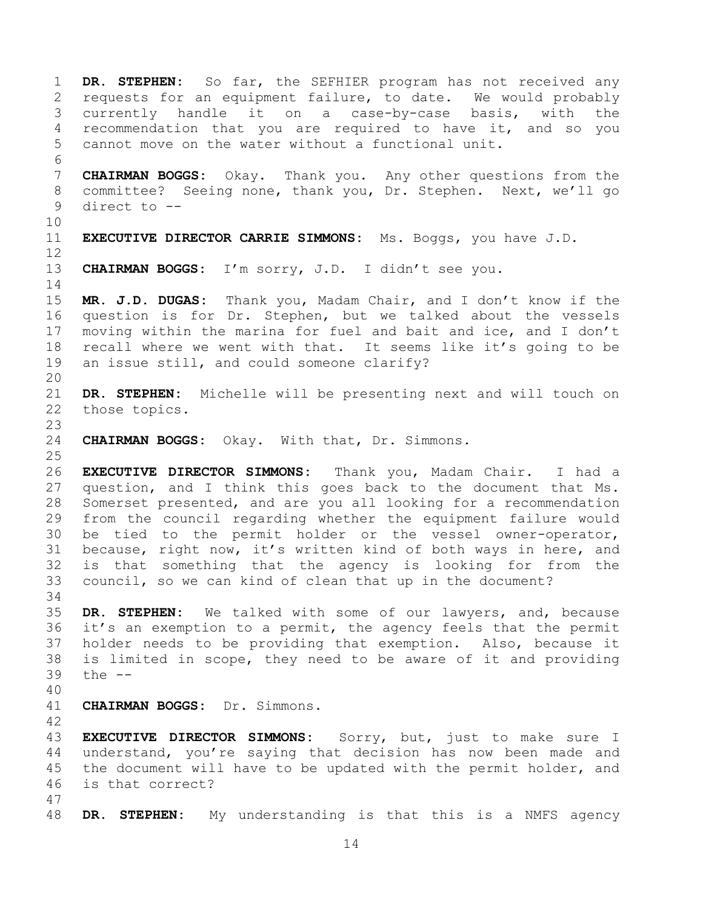**DR. STEPHEN:** So far, the SEFHIER program has not received any requests for an equipment failure, to date. We would probably currently handle it on a case-by-case basis, with the recommendation that you are required to have it, and so you cannot move on the water without a functional unit.

**CHAIRMAN BOGGS:** Okay. Thank you. Any other questions from the committee? Seeing none, thank you, Dr. Stephen. Next, we'll go direct to --

**EXECUTIVE DIRECTOR CARRIE SIMMONS:** Ms. Boggs, you have J.D.

**CHAIRMAN BOGGS:** I'm sorry, J.D. I didn't see you.

**MR. J.D. DUGAS:** Thank you, Madam Chair, and I don't know if the question is for Dr. Stephen, but we talked about the vessels moving within the marina for fuel and bait and ice, and I don't recall where we went with that. It seems like it's going to be an issue still, and could someone clarify?

**DR. STEPHEN:** Michelle will be presenting next and will touch on those topics.

**CHAIRMAN BOGGS:** Okay. With that, Dr. Simmons.

**EXECUTIVE DIRECTOR SIMMONS:** Thank you, Madam Chair. I had a question, and I think this goes back to the document that Ms. Somerset presented, and are you all looking for a recommendation from the council regarding whether the equipment failure would be tied to the permit holder or the vessel owner-operator, because, right now, it's written kind of both ways in here, and is that something that the agency is looking for from the council, so we can kind of clean that up in the document?

**DR. STEPHEN:** We talked with some of our lawyers, and, because it's an exemption to a permit, the agency feels that the permit holder needs to be providing that exemption. Also, because it is limited in scope, they need to be aware of it and providing the --

**CHAIRMAN BOGGS:** Dr. Simmons.

**EXECUTIVE DIRECTOR SIMMONS:** Sorry, but, just to make sure I understand, you're saying that decision has now been made and the document will have to be updated with the permit holder, and is that correct?

**DR. STEPHEN:** My understanding is that this is a NMFS agency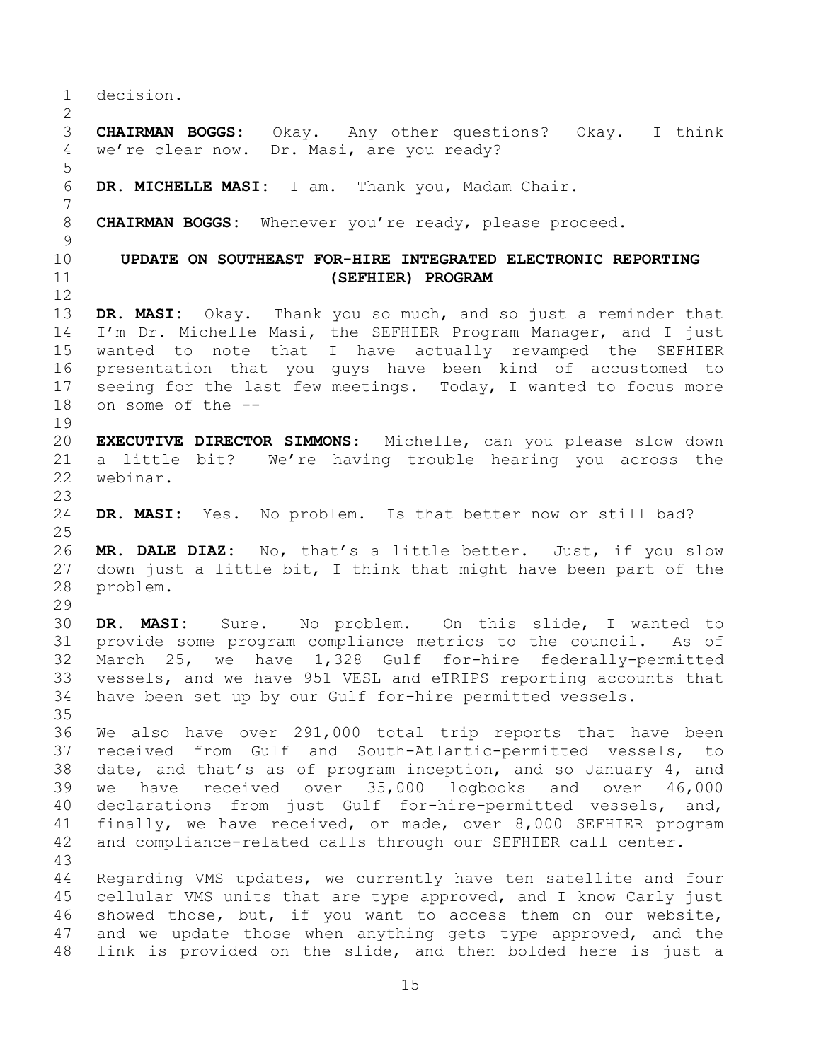decision.

**CHAIRMAN BOGGS:** Okay. Any other questions? Okay. I think we're clear now. Dr. Masi, are you ready?

**DR. MICHELLE MASI:** I am. Thank you, Madam Chair.

**CHAIRMAN BOGGS:** Whenever you're ready, please proceed.

## UPDATE ON SOUTHEAST FOR-HIRE INTEGRATED ELECTRONIC REPORTING (SEFHIER) PROGRAM

**DR. MASI:** Okay. Thank you so much, and so just a reminder that I'm Dr. Michelle Masi, the SEFHIER Program Manager, and I just wanted to note that I have actually revamped the SEFHIER presentation that you guys have been kind of accustomed to seeing for the last few meetings. Today, I wanted to focus more on some of the --

**EXECUTIVE DIRECTOR SIMMONS:** Michelle, can you please slow down a little bit? We're having trouble hearing you across the webinar.

**DR. MASI:** Yes. No problem. Is that better now or still bad?

**MR. DALE DIAZ:** No, that's a little better. Just, if you slow down just a little bit, I think that might have been part of the problem.

**DR. MASI:** Sure. No problem. On this slide, I wanted to provide some program compliance metrics to the council. As of March 25, we have 1,328 Gulf for-hire federally-permitted vessels, and we have 951 VESL and eTRIPS reporting accounts that have been set up by our Gulf for-hire permitted vessels.

We also have over 291,000 total trip reports that have been received from Gulf and South-Atlantic-permitted vessels, to date, and that's as of program inception, and so January 4, and we have received over 35,000 logbooks and over 46,000 declarations from just Gulf for-hire-permitted vessels, and, finally, we have received, or made, over 8,000 SEFHIER program and compliance-related calls through our SEFHIER call center.

Regarding VMS updates, we currently have ten satellite and four cellular VMS units that are type approved, and I know Carly just showed those, but, if you want to access them on our website, and we update those when anything gets type approved, and the link is provided on the slide, and then bolded here is just a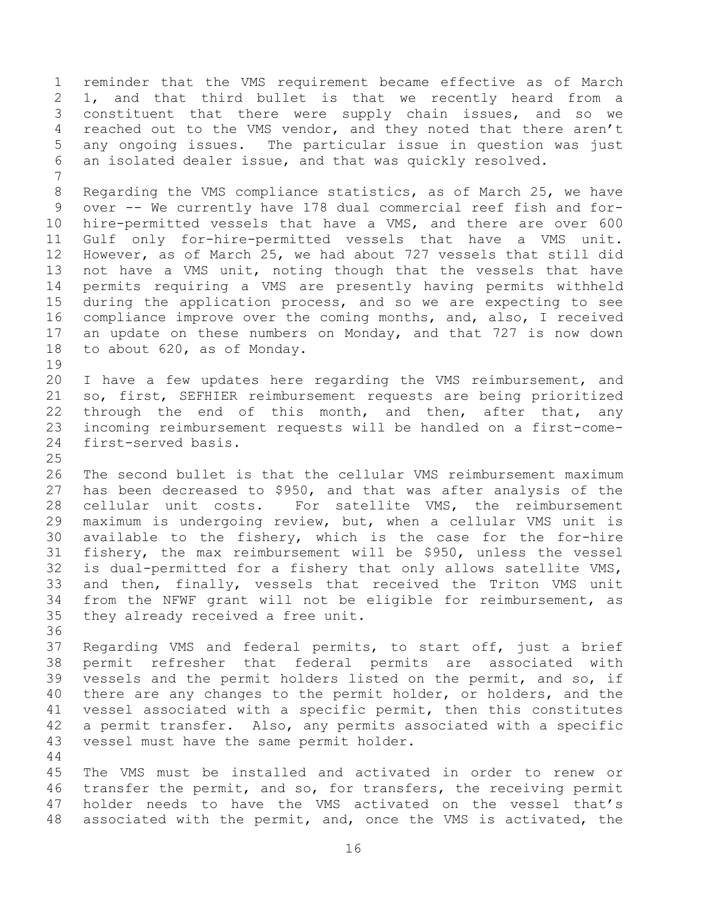reminder that the VMS requirement became effective as of March 1, and that third bullet is that we recently heard from a constituent that there were supply chain issues, and so we reached out to the VMS vendor, and they noted that there aren't any ongoing issues. The particular issue in question was just an isolated dealer issue, and that was quickly resolved.

Regarding the VMS compliance statistics, as of March 25, we have over -- We currently have 178 dual commercial reef fish and for-hire-permitted vessels that have a VMS, and there are over 600 Gulf only for-hire-permitted vessels that have a VMS unit. However, as of March 25, we had about 727 vessels that still did not have a VMS unit, noting though that the vessels that have permits requiring a VMS are presently having permits withheld during the application process, and so we are expecting to see compliance improve over the coming months, and, also, I received an update on these numbers on Monday, and that 727 is now down to about 620, as of Monday.

I have a few updates here regarding the VMS reimbursement, and so, first, SEFHIER reimbursement requests are being prioritized through the end of this month, and then, after that, any incoming reimbursement requests will be handled on a first-come-first-served basis.

The second bullet is that the cellular VMS reimbursement maximum has been decreased to $950, and that was after analysis of the cellular unit costs. For satellite VMS, the reimbursement maximum is undergoing review, but, when a cellular VMS unit is available to the fishery, which is the case for the for-hire fishery, the max reimbursement will be $950, unless the vessel is dual-permitted for a fishery that only allows satellite VMS, and then, finally, vessels that received the Triton VMS unit from the NFWF grant will not be eligible for reimbursement, as they already received a free unit.

Regarding VMS and federal permits, to start off, just a brief permit refresher that federal permits are associated with vessels and the permit holders listed on the permit, and so, if there are any changes to the permit holder, or holders, and the vessel associated with a specific permit, then this constitutes a permit transfer. Also, any permits associated with a specific vessel must have the same permit holder.

The VMS must be installed and activated in order to renew or transfer the permit, and so, for transfers, the receiving permit holder needs to have the VMS activated on the vessel that's associated with the permit, and, once the VMS is activated, the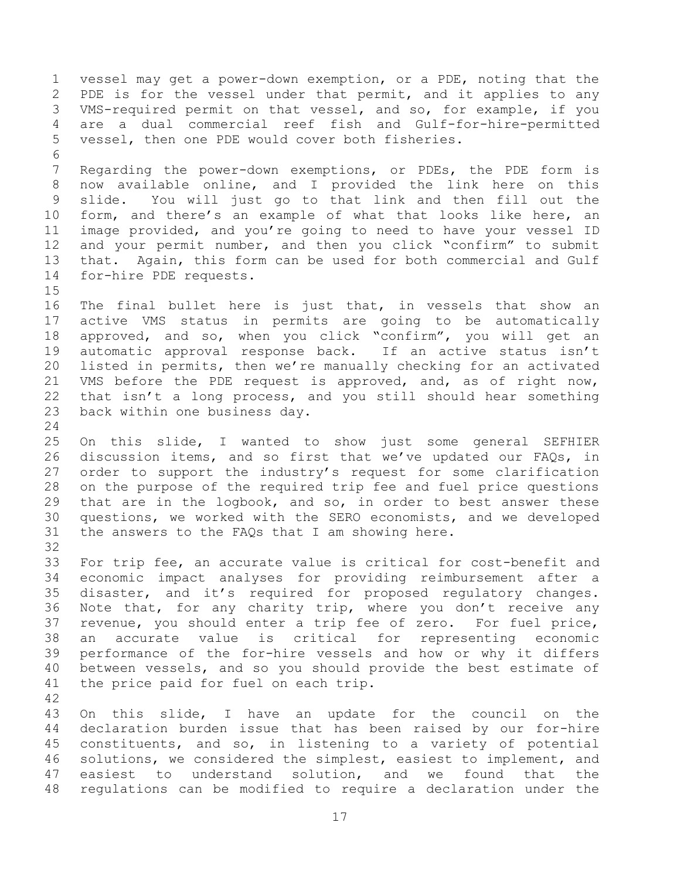vessel may get a power-down exemption, or a PDE, noting that the PDE is for the vessel under that permit, and it applies to any VMS-required permit on that vessel, and so, for example, if you are a dual commercial reef fish and Gulf-for-hire-permitted vessel, then one PDE would cover both fisheries.

Regarding the power-down exemptions, or PDEs, the PDE form is now available online, and I provided the link here on this slide. You will just go to that link and then fill out the form, and there's an example of what that looks like here, an image provided, and you're going to need to have your vessel ID and your permit number, and then you click "confirm" to submit that. Again, this form can be used for both commercial and Gulf for-hire PDE requests.

The final bullet here is just that, in vessels that show an active VMS status in permits are going to be automatically approved, and so, when you click "confirm", you will get an automatic approval response back. If an active status isn't listed in permits, then we're manually checking for an activated VMS before the PDE request is approved, and, as of right now, that isn't a long process, and you still should hear something back within one business day.

On this slide, I wanted to show just some general SEFHIER discussion items, and so first that we've updated our FAQs, in order to support the industry's request for some clarification on the purpose of the required trip fee and fuel price questions that are in the logbook, and so, in order to best answer these questions, we worked with the SERO economists, and we developed the answers to the FAQs that I am showing here.

For trip fee, an accurate value is critical for cost-benefit and economic impact analyses for providing reimbursement after a disaster, and it's required for proposed regulatory changes. Note that, for any charity trip, where you don't receive any revenue, you should enter a trip fee of zero. For fuel price, an accurate value is critical for representing economic performance of the for-hire vessels and how or why it differs between vessels, and so you should provide the best estimate of the price paid for fuel on each trip.

On this slide, I have an update for the council on the declaration burden issue that has been raised by our for-hire constituents, and so, in listening to a variety of potential solutions, we considered the simplest, easiest to implement, and easiest to understand solution, and we found that the regulations can be modified to require a declaration under the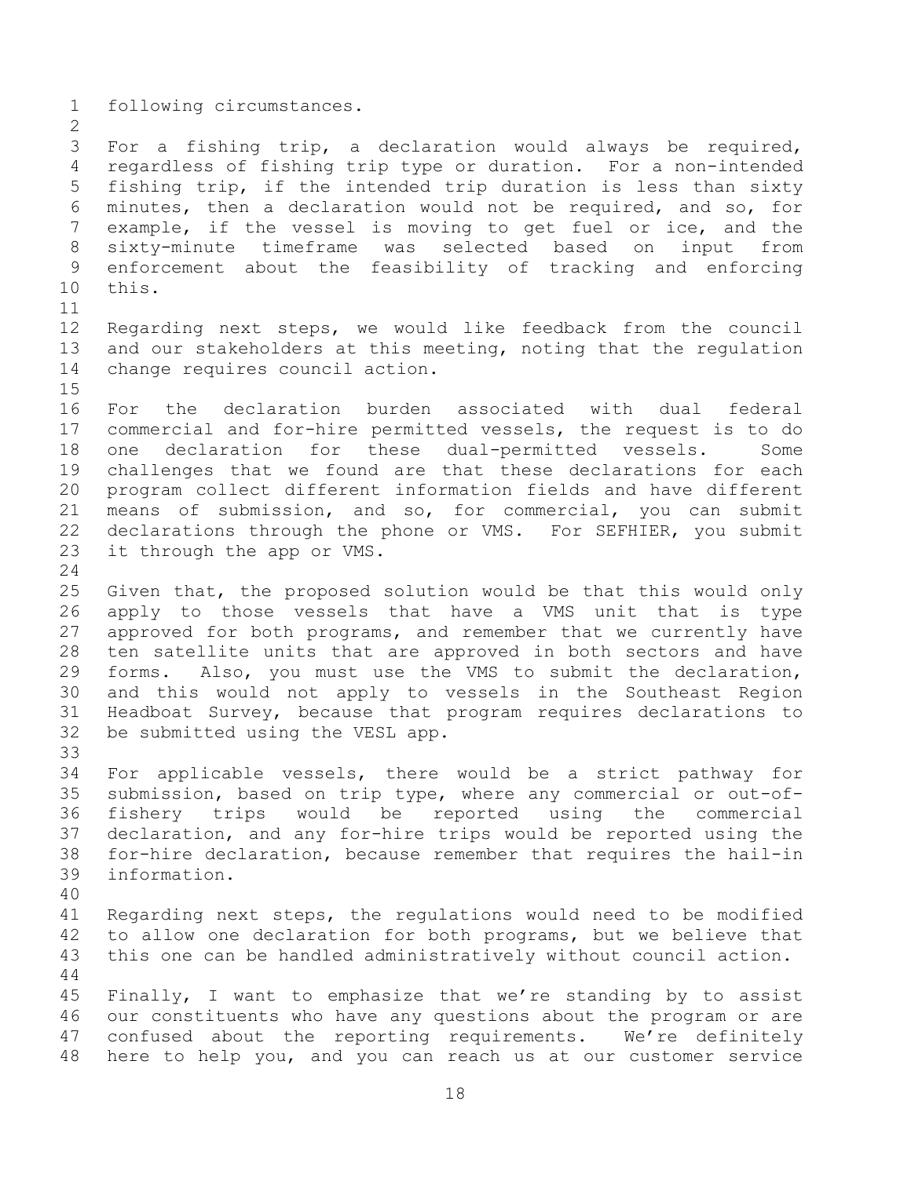following circumstances.

For a fishing trip, a declaration would always be required, regardless of fishing trip type or duration. For a non-intended fishing trip, if the intended trip duration is less than sixty minutes, then a declaration would not be required, and so, for example, if the vessel is moving to get fuel or ice, and the sixty-minute timeframe was selected based on input from enforcement about the feasibility of tracking and enforcing this.

Regarding next steps, we would like feedback from the council and our stakeholders at this meeting, noting that the regulation change requires council action.

For the declaration burden associated with dual federal commercial and for-hire permitted vessels, the request is to do one declaration for these dual-permitted vessels. Some challenges that we found are that these declarations for each program collect different information fields and have different means of submission, and so, for commercial, you can submit declarations through the phone or VMS. For SEFHIER, you submit it through the app or VMS.

Given that, the proposed solution would be that this would only apply to those vessels that have a VMS unit that is type approved for both programs, and remember that we currently have ten satellite units that are approved in both sectors and have forms. Also, you must use the VMS to submit the declaration, and this would not apply to vessels in the Southeast Region Headboat Survey, because that program requires declarations to be submitted using the VESL app.

For applicable vessels, there would be a strict pathway for submission, based on trip type, where any commercial or out-of-fishery trips would be reported using the commercial declaration, and any for-hire trips would be reported using the for-hire declaration, because remember that requires the hail-in information.

Regarding next steps, the regulations would need to be modified to allow one declaration for both programs, but we believe that this one can be handled administratively without council action.

Finally, I want to emphasize that we're standing by to assist our constituents who have any questions about the program or are confused about the reporting requirements. We're definitely here to help you, and you can reach us at our customer service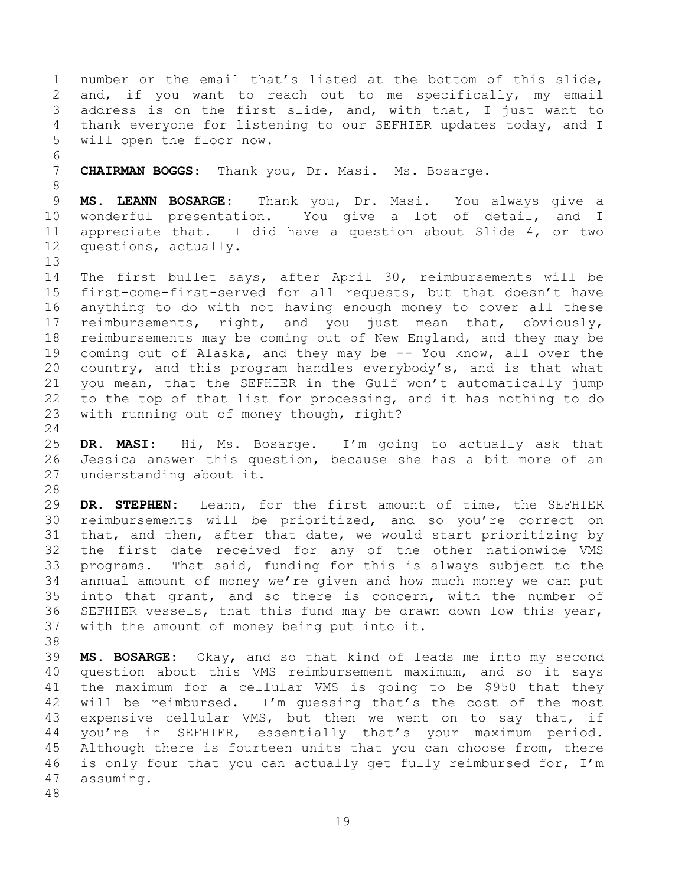number or the email that's listed at the bottom of this slide, and, if you want to reach out to me specifically, my email address is on the first slide, and, with that, I just want to thank everyone for listening to our SEFHIER updates today, and I will open the floor now.

**CHAIRMAN BOGGS:** Thank you, Dr. Masi. Ms. Bosarge.

**MS. LEANN BOSARGE:** Thank you, Dr. Masi. You always give a wonderful presentation. You give a lot of detail, and I appreciate that. I did have a question about Slide 4, or two questions, actually.

The first bullet says, after April 30, reimbursements will be first-come-first-served for all requests, but that doesn't have anything to do with not having enough money to cover all these reimbursements, right, and you just mean that, obviously, reimbursements may be coming out of New England, and they may be coming out of Alaska, and they may be -- You know, all over the country, and this program handles everybody's, and is that what you mean, that the SEFHIER in the Gulf won't automatically jump to the top of that list for processing, and it has nothing to do with running out of money though, right?

**DR. MASI:** Hi, Ms. Bosarge. I'm going to actually ask that Jessica answer this question, because she has a bit more of an understanding about it.

**DR. STEPHEN:** Leann, for the first amount of time, the SEFHIER reimbursements will be prioritized, and so you're correct on that, and then, after that date, we would start prioritizing by the first date received for any of the other nationwide VMS programs. That said, funding for this is always subject to the annual amount of money we're given and how much money we can put into that grant, and so there is concern, with the number of SEFHIER vessels, that this fund may be drawn down low this year, with the amount of money being put into it.

**MS. BOSARGE:** Okay, and so that kind of leads me into my second question about this VMS reimbursement maximum, and so it says the maximum for a cellular VMS is going to be $950 that they will be reimbursed. I'm guessing that's the cost of the most expensive cellular VMS, but then we went on to say that, if you're in SEFHIER, essentially that's your maximum period. Although there is fourteen units that you can choose from, there is only four that you can actually get fully reimbursed for, I'm assuming.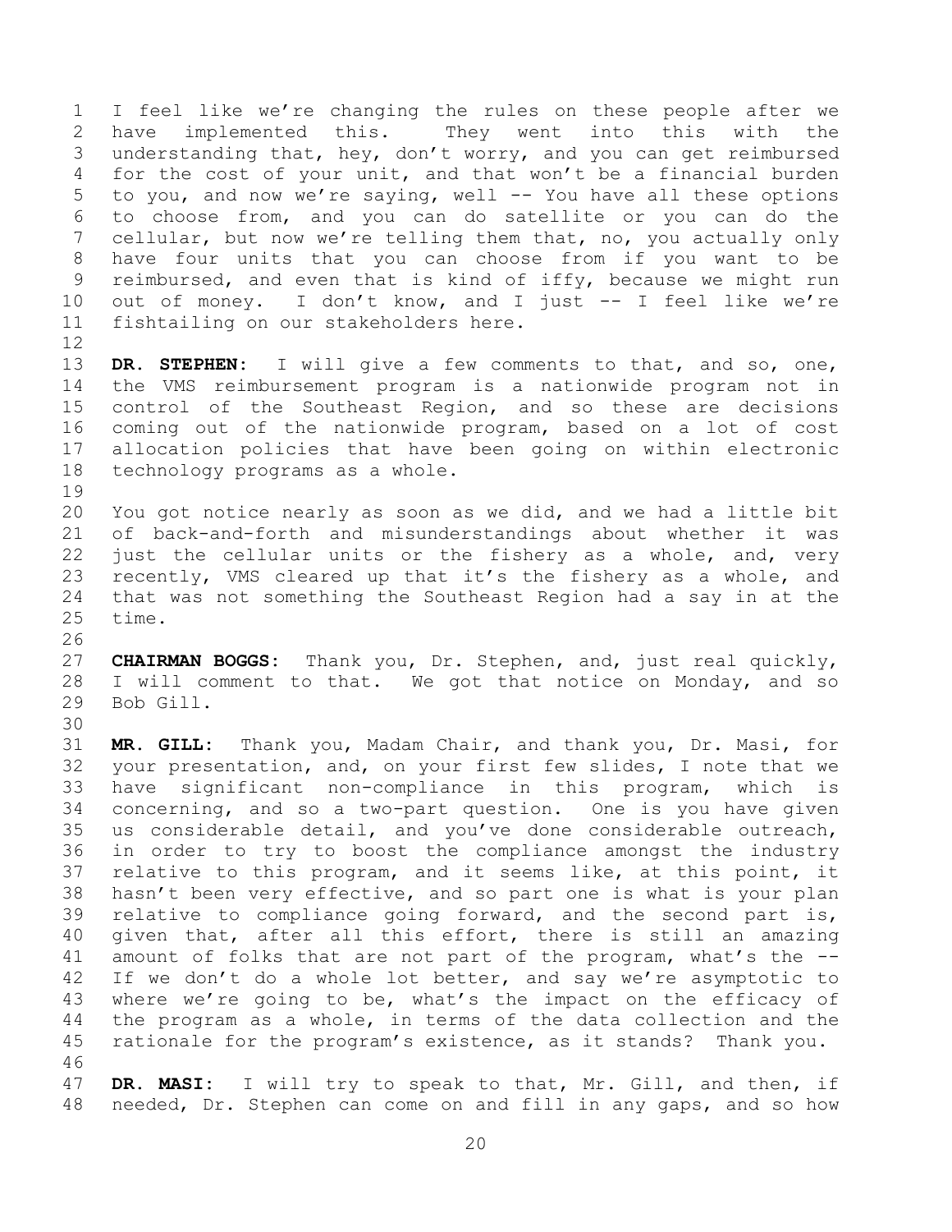I feel like we're changing the rules on these people after we have implemented this. They went into this with the understanding that, hey, don't worry, and you can get reimbursed for the cost of your unit, and that won't be a financial burden to you, and now we're saying, well -- You have all these options to choose from, and you can do satellite or you can do the cellular, but now we're telling them that, no, you actually only have four units that you can choose from if you want to be reimbursed, and even that is kind of iffy, because we might run out of money. I don't know, and I just -- I feel like we're fishtailing on our stakeholders here.

**DR. STEPHEN:** I will give a few comments to that, and so, one, the VMS reimbursement program is a nationwide program not in control of the Southeast Region, and so these are decisions coming out of the nationwide program, based on a lot of cost allocation policies that have been going on within electronic technology programs as a whole.

You got notice nearly as soon as we did, and we had a little bit of back-and-forth and misunderstandings about whether it was just the cellular units or the fishery as a whole, and, very recently, VMS cleared up that it's the fishery as a whole, and that was not something the Southeast Region had a say in at the time.

**CHAIRMAN BOGGS:** Thank you, Dr. Stephen, and, just real quickly, I will comment to that. We got that notice on Monday, and so Bob Gill.

**MR. GILL:** Thank you, Madam Chair, and thank you, Dr. Masi, for your presentation, and, on your first few slides, I note that we have significant non-compliance in this program, which is concerning, and so a two-part question. One is you have given us considerable detail, and you've done considerable outreach, in order to try to boost the compliance amongst the industry relative to this program, and it seems like, at this point, it hasn't been very effective, and so part one is what is your plan relative to compliance going forward, and the second part is, given that, after all this effort, there is still an amazing amount of folks that are not part of the program, what's the -- If we don't do a whole lot better, and say we're asymptotic to where we're going to be, what's the impact on the efficacy of the program as a whole, in terms of the data collection and the rationale for the program's existence, as it stands? Thank you.

**DR. MASI:** I will try to speak to that, Mr. Gill, and then, if needed, Dr. Stephen can come on and fill in any gaps, and so how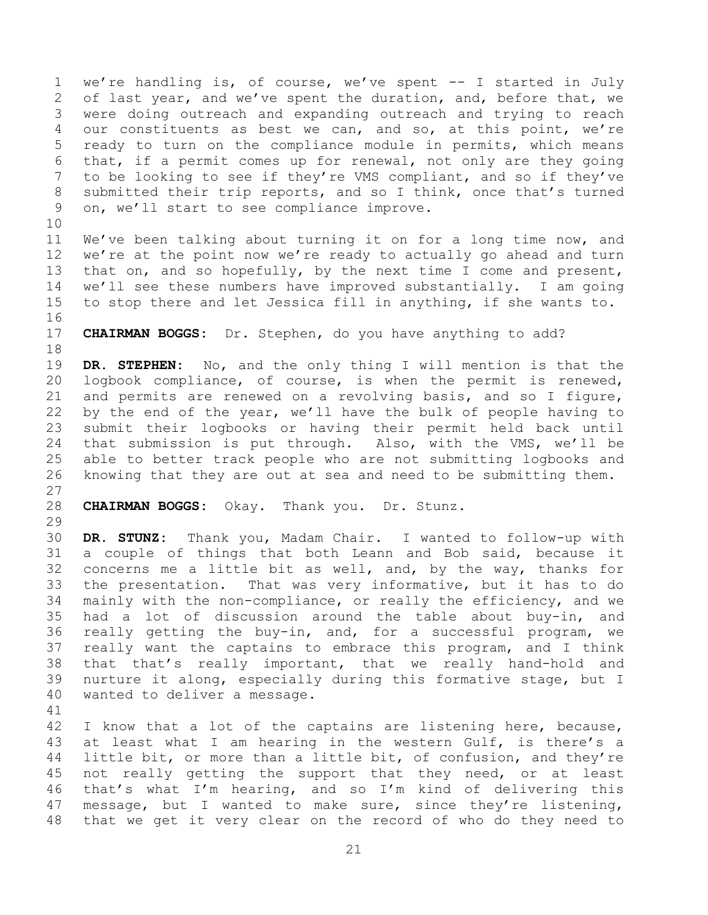we're handling is, of course, we've spent -- I started in July of last year, and we've spent the duration, and, before that, we were doing outreach and expanding outreach and trying to reach our constituents as best we can, and so, at this point, we're ready to turn on the compliance module in permits, which means that, if a permit comes up for renewal, not only are they going to be looking to see if they're VMS compliant, and so if they've submitted their trip reports, and so I think, once that's turned on, we'll start to see compliance improve.

We've been talking about turning it on for a long time now, and we're at the point now we're ready to actually go ahead and turn that on, and so hopefully, by the next time I come and present, we'll see these numbers have improved substantially. I am going to stop there and let Jessica fill in anything, if she wants to.

**CHAIRMAN BOGGS:** Dr. Stephen, do you have anything to add?

**DR. STEPHEN:** No, and the only thing I will mention is that the logbook compliance, of course, is when the permit is renewed, and permits are renewed on a revolving basis, and so I figure, by the end of the year, we'll have the bulk of people having to submit their logbooks or having their permit held back until that submission is put through. Also, with the VMS, we'll be able to better track people who are not submitting logbooks and knowing that they are out at sea and need to be submitting them.

**CHAIRMAN BOGGS:** Okay. Thank you. Dr. Stunz.

**DR. STUNZ:** Thank you, Madam Chair. I wanted to follow-up with a couple of things that both Leann and Bob said, because it concerns me a little bit as well, and, by the way, thanks for the presentation. That was very informative, but it has to do mainly with the non-compliance, or really the efficiency, and we had a lot of discussion around the table about buy-in, and really getting the buy-in, and, for a successful program, we really want the captains to embrace this program, and I think that that's really important, that we really hand-hold and nurture it along, especially during this formative stage, but I wanted to deliver a message.

I know that a lot of the captains are listening here, because, at least what I am hearing in the western Gulf, is there's a little bit, or more than a little bit, of confusion, and they're not really getting the support that they need, or at least that's what I'm hearing, and so I'm kind of delivering this message, but I wanted to make sure, since they're listening, that we get it very clear on the record of who do they need to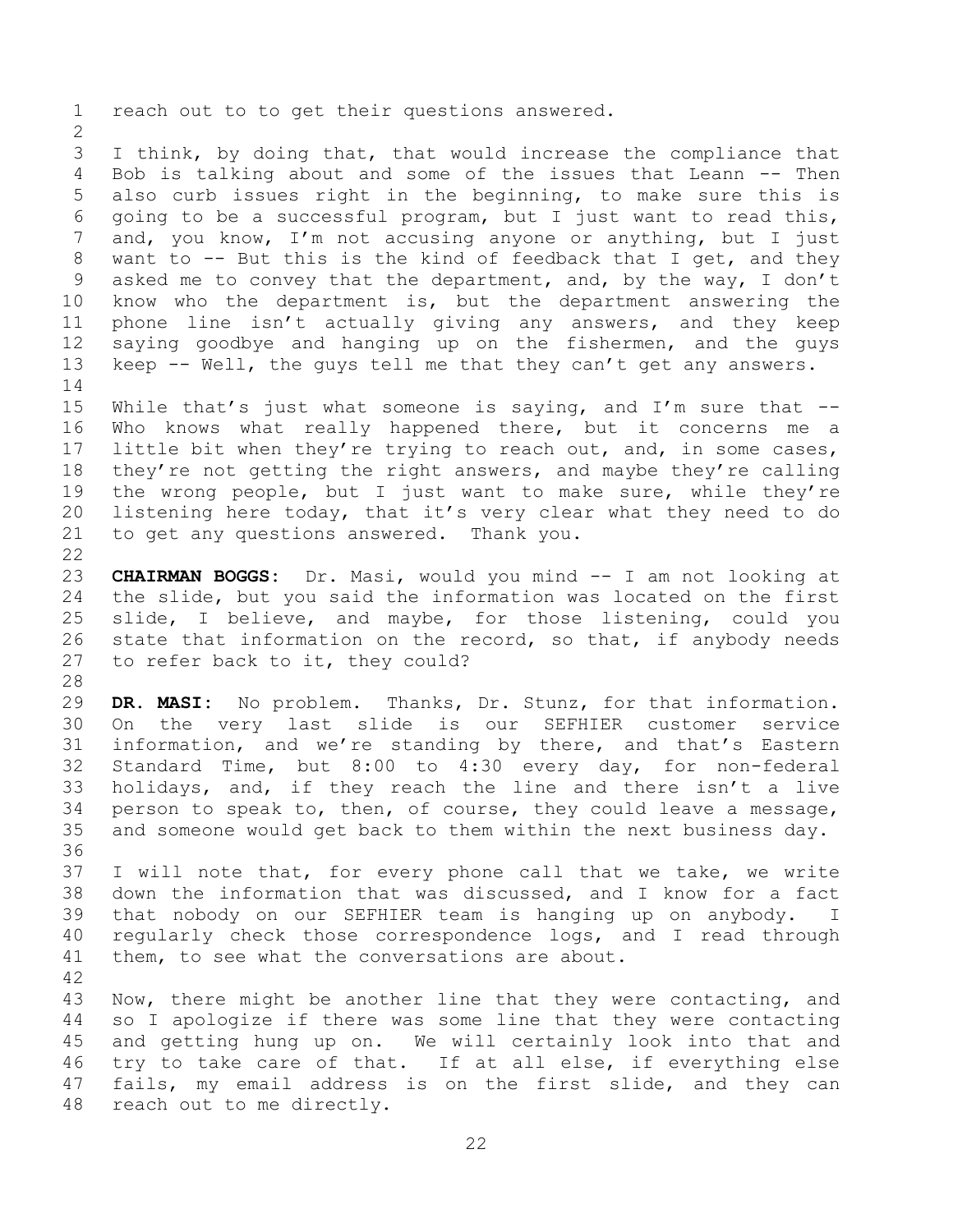reach out to to get their questions answered.

I think, by doing that, that would increase the compliance that Bob is talking about and some of the issues that Leann -- Then also curb issues right in the beginning, to make sure this is going to be a successful program, but I just want to read this, and, you know, I'm not accusing anyone or anything, but I just want to -- But this is the kind of feedback that I get, and they asked me to convey that the department, and, by the way, I don't know who the department is, but the department answering the phone line isn't actually giving any answers, and they keep saying goodbye and hanging up on the fishermen, and the guys keep -- Well, the guys tell me that they can't get any answers.

While that's just what someone is saying, and I'm sure that -- Who knows what really happened there, but it concerns me a little bit when they're trying to reach out, and, in some cases, they're not getting the right answers, and maybe they're calling the wrong people, but I just want to make sure, while they're listening here today, that it's very clear what they need to do to get any questions answered. Thank you.

**CHAIRMAN BOGGS:** Dr. Masi, would you mind -- I am not looking at the slide, but you said the information was located on the first slide, I believe, and maybe, for those listening, could you state that information on the record, so that, if anybody needs to refer back to it, they could?

**DR. MASI:** No problem. Thanks, Dr. Stunz, for that information. On the very last slide is our SEFHIER customer service information, and we're standing by there, and that's Eastern Standard Time, but 8:00 to 4:30 every day, for non-federal holidays, and, if they reach the line and there isn't a live person to speak to, then, of course, they could leave a message, and someone would get back to them within the next business day.

I will note that, for every phone call that we take, we write down the information that was discussed, and I know for a fact that nobody on our SEFHIER team is hanging up on anybody. I regularly check those correspondence logs, and I read through them, to see what the conversations are about.

Now, there might be another line that they were contacting, and so I apologize if there was some line that they were contacting and getting hung up on. We will certainly look into that and try to take care of that. If at all else, if everything else fails, my email address is on the first slide, and they can reach out to me directly.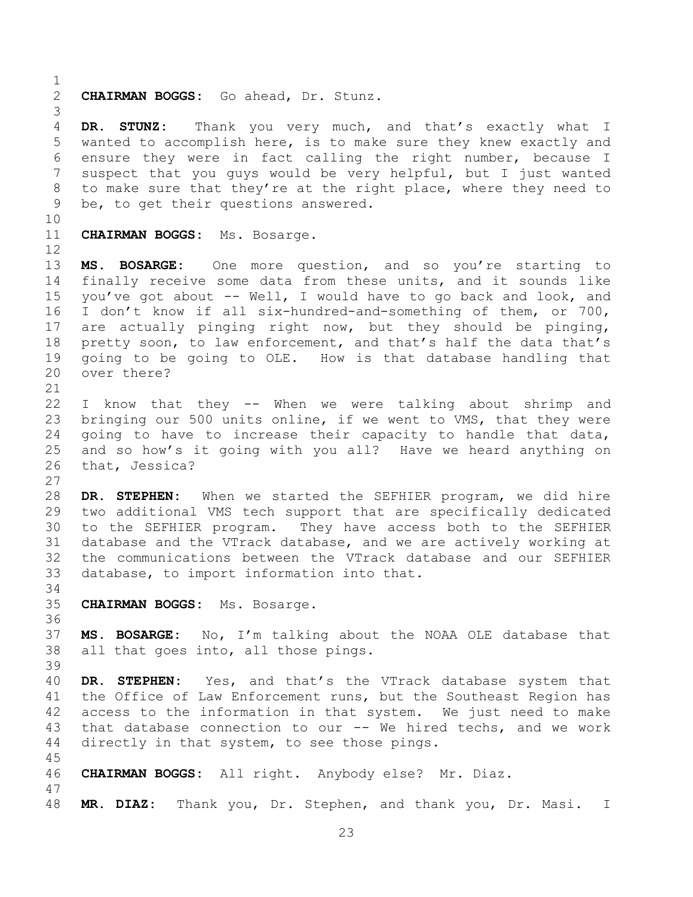**CHAIRMAN BOGGS:** Go ahead, Dr. Stunz.

**DR. STUNZ:** Thank you very much, and that's exactly what I wanted to accomplish here, is to make sure they knew exactly and ensure they were in fact calling the right number, because I suspect that you guys would be very helpful, but I just wanted to make sure that they're at the right place, where they need to be, to get their questions answered.

**CHAIRMAN BOGGS:** Ms. Bosarge.

**MS. BOSARGE:** One more question, and so you're starting to finally receive some data from these units, and it sounds like you've got about -- Well, I would have to go back and look, and I don't know if all six-hundred-and-something of them, or 700, are actually pinging right now, but they should be pinging, pretty soon, to law enforcement, and that's half the data that's going to be going to OLE. How is that database handling that over there?

I know that they -- When we were talking about shrimp and bringing our 500 units online, if we went to VMS, that they were going to have to increase their capacity to handle that data, and so how's it going with you all? Have we heard anything on that, Jessica?

**DR. STEPHEN:** When we started the SEFHIER program, we did hire two additional VMS tech support that are specifically dedicated to the SEFHIER program. They have access both to the SEFHIER database and the VTrack database, and we are actively working at the communications between the VTrack database and our SEFHIER database, to import information into that.

**CHAIRMAN BOGGS:** Ms. Bosarge.

**MS. BOSARGE:** No, I'm talking about the NOAA OLE database that all that goes into, all those pings.

**DR. STEPHEN:** Yes, and that's the VTrack database system that the Office of Law Enforcement runs, but the Southeast Region has access to the information in that system. We just need to make that database connection to our -- We hired techs, and we work directly in that system, to see those pings.

**CHAIRMAN BOGGS:** All right. Anybody else? Mr. Diaz.

**MR. DIAZ:** Thank you, Dr. Stephen, and thank you, Dr. Masi. I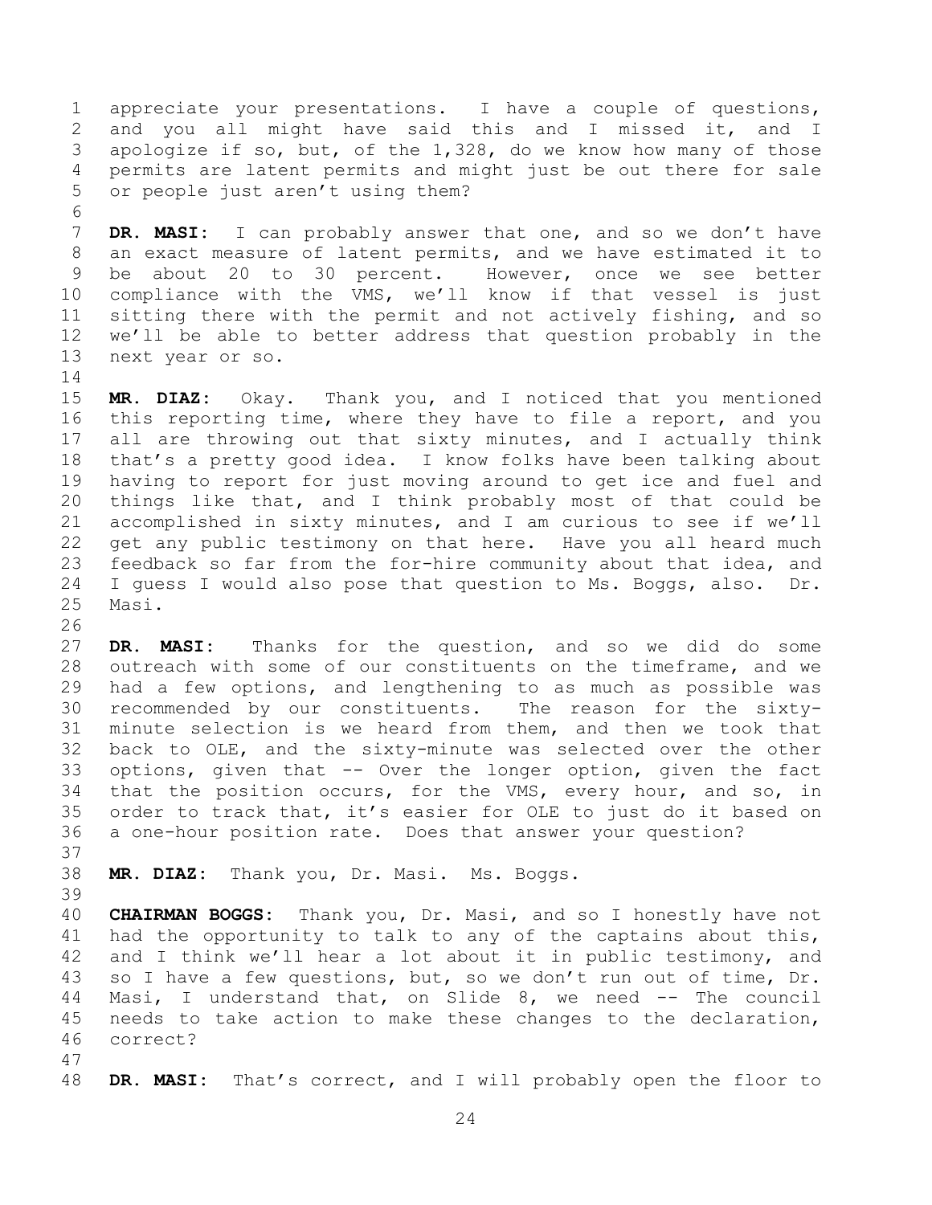appreciate your presentations. I have a couple of questions, and you all might have said this and I missed it, and I apologize if so, but, of the 1,328, do we know how many of those permits are latent permits and might just be out there for sale or people just aren't using them?

**DR. MASI:** I can probably answer that one, and so we don't have an exact measure of latent permits, and we have estimated it to be about 20 to 30 percent. However, once we see better compliance with the VMS, we'll know if that vessel is just sitting there with the permit and not actively fishing, and so we'll be able to better address that question probably in the next year or so.

**MR. DIAZ:** Okay. Thank you, and I noticed that you mentioned this reporting time, where they have to file a report, and you all are throwing out that sixty minutes, and I actually think that's a pretty good idea. I know folks have been talking about having to report for just moving around to get ice and fuel and things like that, and I think probably most of that could be accomplished in sixty minutes, and I am curious to see if we'll get any public testimony on that here. Have you all heard much feedback so far from the for-hire community about that idea, and I guess I would also pose that question to Ms. Boggs, also. Dr. Masi.

**DR. MASI:** Thanks for the question, and so we did do some outreach with some of our constituents on the timeframe, and we had a few options, and lengthening to as much as possible was recommended by our constituents. The reason for the sixty-minute selection is we heard from them, and then we took that back to OLE, and the sixty-minute was selected over the other options, given that -- Over the longer option, given the fact that the position occurs, for the VMS, every hour, and so, in order to track that, it's easier for OLE to just do it based on a one-hour position rate. Does that answer your question?

**MR. DIAZ:** Thank you, Dr. Masi. Ms. Boggs.

**CHAIRMAN BOGGS:** Thank you, Dr. Masi, and so I honestly have not had the opportunity to talk to any of the captains about this, and I think we'll hear a lot about it in public testimony, and so I have a few questions, but, so we don't run out of time, Dr. Masi, I understand that, on Slide 8, we need -- The council needs to take action to make these changes to the declaration, correct?

**DR. MASI:** That's correct, and I will probably open the floor to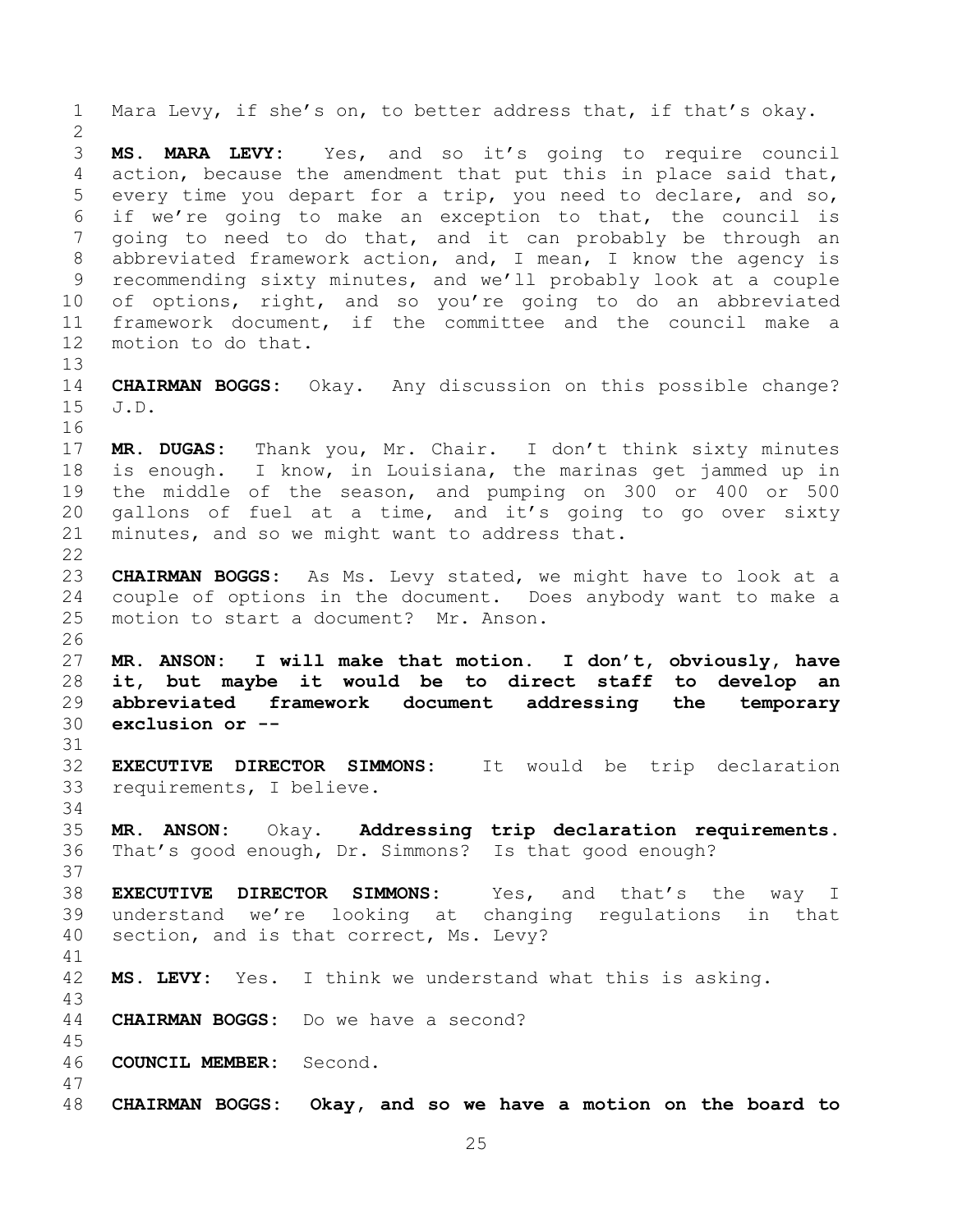Mara Levy, if she's on, to better address that, if that's okay.

**MS. MARA LEVY:** Yes, and so it's going to require council action, because the amendment that put this in place said that, every time you depart for a trip, you need to declare, and so, if we're going to make an exception to that, the council is going to need to do that, and it can probably be through an abbreviated framework action, and, I mean, I know the agency is recommending sixty minutes, and we'll probably look at a couple of options, right, and so you're going to do an abbreviated framework document, if the committee and the council make a motion to do that.

**CHAIRMAN BOGGS:** Okay. Any discussion on this possible change? J.D.

**MR. DUGAS:** Thank you, Mr. Chair. I don't think sixty minutes is enough. I know, in Louisiana, the marinas get jammed up in the middle of the season, and pumping on 300 or 400 or 500 gallons of fuel at a time, and it's going to go over sixty minutes, and so we might want to address that.

**CHAIRMAN BOGGS:** As Ms. Levy stated, we might have to look at a couple of options in the document. Does anybody want to make a motion to start a document? Mr. Anson.

**MR. ANSON: I will make that motion. I don't, obviously, have it, but maybe it would be to direct staff to develop an abbreviated framework document addressing the temporary exclusion or --**

**EXECUTIVE DIRECTOR SIMMONS:** It would be trip declaration requirements, I believe.

**MR. ANSON:** Okay. **Addressing trip declaration requirements.** That's good enough, Dr. Simmons? Is that good enough?

**EXECUTIVE DIRECTOR SIMMONS:** Yes, and that's the way I understand we're looking at changing regulations in that section, and is that correct, Ms. Levy?

**MS. LEVY:** Yes. I think we understand what this is asking.

**CHAIRMAN BOGGS:** Do we have a second?

**COUNCIL MEMBER:** Second.

**CHAIRMAN BOGGS: Okay, and so we have a motion on the board to**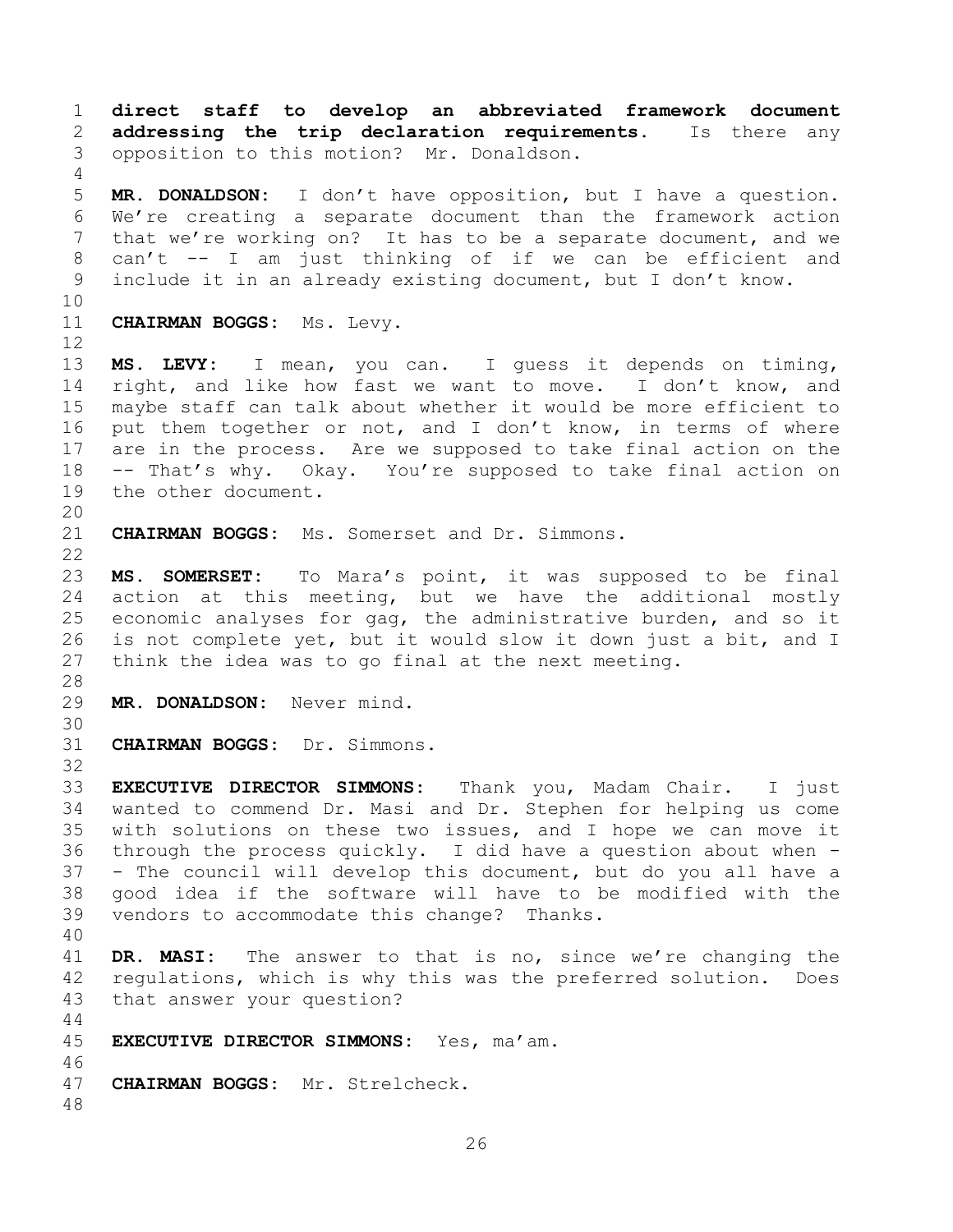**direct staff to develop an abbreviated framework document addressing the trip declaration requirements.** Is there any opposition to this motion? Mr. Donaldson.

**MR. DONALDSON:** I don't have opposition, but I have a question. We're creating a separate document than the framework action that we're working on? It has to be a separate document, and we can't -- I am just thinking of if we can be efficient and include it in an already existing document, but I don't know.

**CHAIRMAN BOGGS:** Ms. Levy.

**MS. LEVY:** I mean, you can. I guess it depends on timing, right, and like how fast we want to move. I don't know, and maybe staff can talk about whether it would be more efficient to put them together or not, and I don't know, in terms of where are in the process. Are we supposed to take final action on the -- That's why. Okay. You're supposed to take final action on the other document.

**CHAIRMAN BOGGS:** Ms. Somerset and Dr. Simmons.

**MS. SOMERSET:** To Mara's point, it was supposed to be final action at this meeting, but we have the additional mostly economic analyses for gag, the administrative burden, and so it is not complete yet, but it would slow it down just a bit, and I think the idea was to go final at the next meeting.

**MR. DONALDSON:** Never mind.

**CHAIRMAN BOGGS:** Dr. Simmons.

**EXECUTIVE DIRECTOR SIMMONS:** Thank you, Madam Chair. I just wanted to commend Dr. Masi and Dr. Stephen for helping us come with solutions on these two issues, and I hope we can move it through the process quickly. I did have a question about when -- The council will develop this document, but do you all have a good idea if the software will have to be modified with the vendors to accommodate this change? Thanks.

**DR. MASI:** The answer to that is no, since we're changing the regulations, which is why this was the preferred solution. Does that answer your question?

**EXECUTIVE DIRECTOR SIMMONS:** Yes, ma'am.

**CHAIRMAN BOGGS:** Mr. Strelcheck.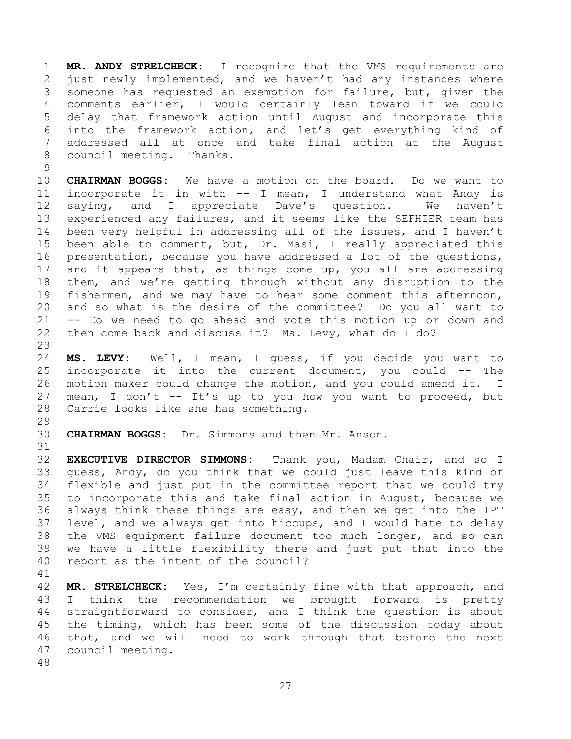**MR. ANDY STRELCHECK:** I recognize that the VMS requirements are just newly implemented, and we haven't had any instances where someone has requested an exemption for failure, but, given the comments earlier, I would certainly lean toward if we could delay that framework action until August and incorporate this into the framework action, and let's get everything kind of addressed all at once and take final action at the August council meeting. Thanks.

**CHAIRMAN BOGGS:** We have a motion on the board. Do we want to incorporate it in with -- I mean, I understand what Andy is saying, and I appreciate Dave's question. We haven't experienced any failures, and it seems like the SEFHIER team has been very helpful in addressing all of the issues, and I haven't been able to comment, but, Dr. Masi, I really appreciated this presentation, because you have addressed a lot of the questions, and it appears that, as things come up, you all are addressing them, and we're getting through without any disruption to the fishermen, and we may have to hear some comment this afternoon, and so what is the desire of the committee? Do you all want to -- Do we need to go ahead and vote this motion up or down and then come back and discuss it? Ms. Levy, what do I do?

**MS. LEVY:** Well, I mean, I guess, if you decide you want to incorporate it into the current document, you could -- The motion maker could change the motion, and you could amend it. I mean, I don't -- It's up to you how you want to proceed, but Carrie looks like she has something.

**CHAIRMAN BOGGS:** Dr. Simmons and then Mr. Anson.

**EXECUTIVE DIRECTOR SIMMONS:** Thank you, Madam Chair, and so I guess, Andy, do you think that we could just leave this kind of flexible and just put in the committee report that we could try to incorporate this and take final action in August, because we always think these things are easy, and then we get into the IPT level, and we always get into hiccups, and I would hate to delay the VMS equipment failure document too much longer, and so can we have a little flexibility there and just put that into the report as the intent of the council?

**MR. STRELCHECK:** Yes, I'm certainly fine with that approach, and I think the recommendation we brought forward is pretty straightforward to consider, and I think the question is about the timing, which has been some of the discussion today about that, and we will need to work through that before the next council meeting.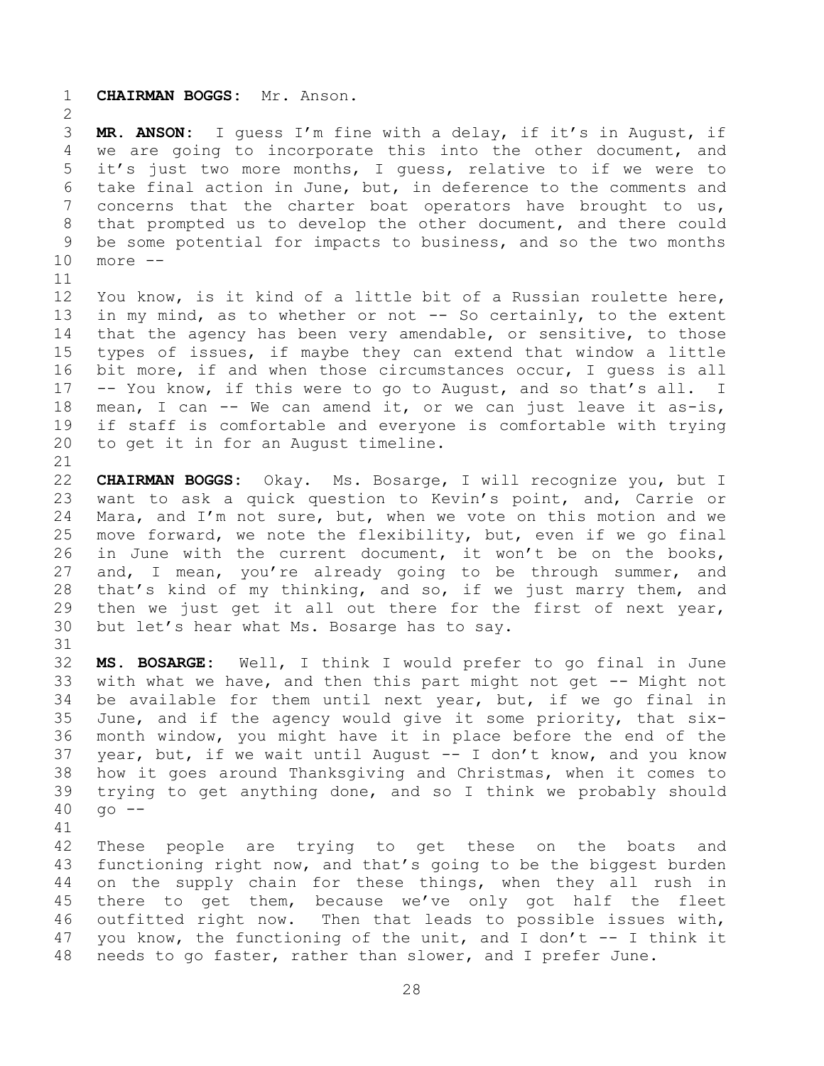**CHAIRMAN BOGGS:** Mr. Anson.

**MR. ANSON:** I guess I'm fine with a delay, if it's in August, if we are going to incorporate this into the other document, and it's just two more months, I guess, relative to if we were to take final action in June, but, in deference to the comments and concerns that the charter boat operators have brought to us, that prompted us to develop the other document, and there could be some potential for impacts to business, and so the two months more --

You know, is it kind of a little bit of a Russian roulette here, in my mind, as to whether or not -- So certainly, to the extent that the agency has been very amendable, or sensitive, to those types of issues, if maybe they can extend that window a little bit more, if and when those circumstances occur, I guess is all -- You know, if this were to go to August, and so that's all. I mean, I can -- We can amend it, or we can just leave it as-is, if staff is comfortable and everyone is comfortable with trying to get it in for an August timeline.

**CHAIRMAN BOGGS:** Okay. Ms. Bosarge, I will recognize you, but I want to ask a quick question to Kevin's point, and, Carrie or Mara, and I'm not sure, but, when we vote on this motion and we move forward, we note the flexibility, but, even if we go final in June with the current document, it won't be on the books, and, I mean, you're already going to be through summer, and that's kind of my thinking, and so, if we just marry them, and then we just get it all out there for the first of next year, but let's hear what Ms. Bosarge has to say.

**MS. BOSARGE:** Well, I think I would prefer to go final in June with what we have, and then this part might not get -- Might not be available for them until next year, but, if we go final in June, and if the agency would give it some priority, that six-month window, you might have it in place before the end of the year, but, if we wait until August -- I don't know, and you know how it goes around Thanksgiving and Christmas, when it comes to trying to get anything done, and so I think we probably should go --

These people are trying to get these on the boats and functioning right now, and that's going to be the biggest burden on the supply chain for these things, when they all rush in there to get them, because we've only got half the fleet outfitted right now. Then that leads to possible issues with, you know, the functioning of the unit, and I don't -- I think it needs to go faster, rather than slower, and I prefer June.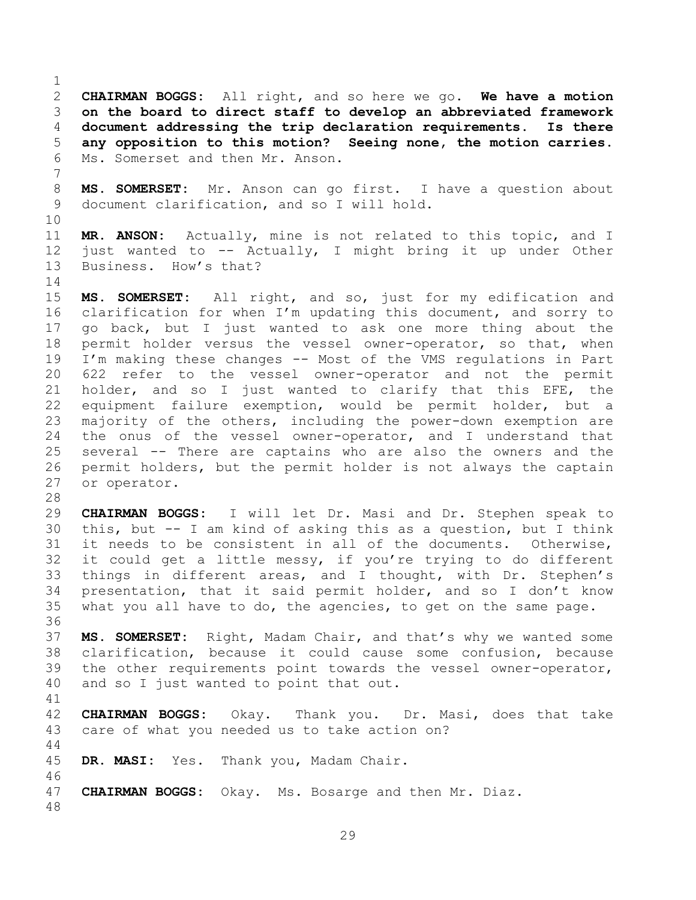**CHAIRMAN BOGGS:** All right, and so here we go. **We have a motion on the board to direct staff to develop an abbreviated framework document addressing the trip declaration requirements. Is there any opposition to this motion? Seeing none, the motion carries.** Ms. Somerset and then Mr. Anson.

**MS. SOMERSET:** Mr. Anson can go first. I have a question about document clarification, and so I will hold.

**MR. ANSON:** Actually, mine is not related to this topic, and I just wanted to -- Actually, I might bring it up under Other Business. How's that?

**MS. SOMERSET:** All right, and so, just for my edification and clarification for when I'm updating this document, and sorry to go back, but I just wanted to ask one more thing about the permit holder versus the vessel owner-operator, so that, when I'm making these changes -- Most of the VMS regulations in Part 622 refer to the vessel owner-operator and not the permit holder, and so I just wanted to clarify that this EFE, the equipment failure exemption, would be permit holder, but a majority of the others, including the power-down exemption are the onus of the vessel owner-operator, and I understand that several -- There are captains who are also the owners and the permit holders, but the permit holder is not always the captain or operator.

**CHAIRMAN BOGGS:** I will let Dr. Masi and Dr. Stephen speak to this, but -- I am kind of asking this as a question, but I think it needs to be consistent in all of the documents. Otherwise, it could get a little messy, if you're trying to do different things in different areas, and I thought, with Dr. Stephen's presentation, that it said permit holder, and so I don't know what you all have to do, the agencies, to get on the same page.

**MS. SOMERSET:** Right, Madam Chair, and that's why we wanted some clarification, because it could cause some confusion, because the other requirements point towards the vessel owner-operator, and so I just wanted to point that out.

**CHAIRMAN BOGGS:** Okay. Thank you. Dr. Masi, does that take care of what you needed us to take action on?

**DR. MASI:** Yes. Thank you, Madam Chair.

**CHAIRMAN BOGGS:** Okay. Ms. Bosarge and then Mr. Diaz.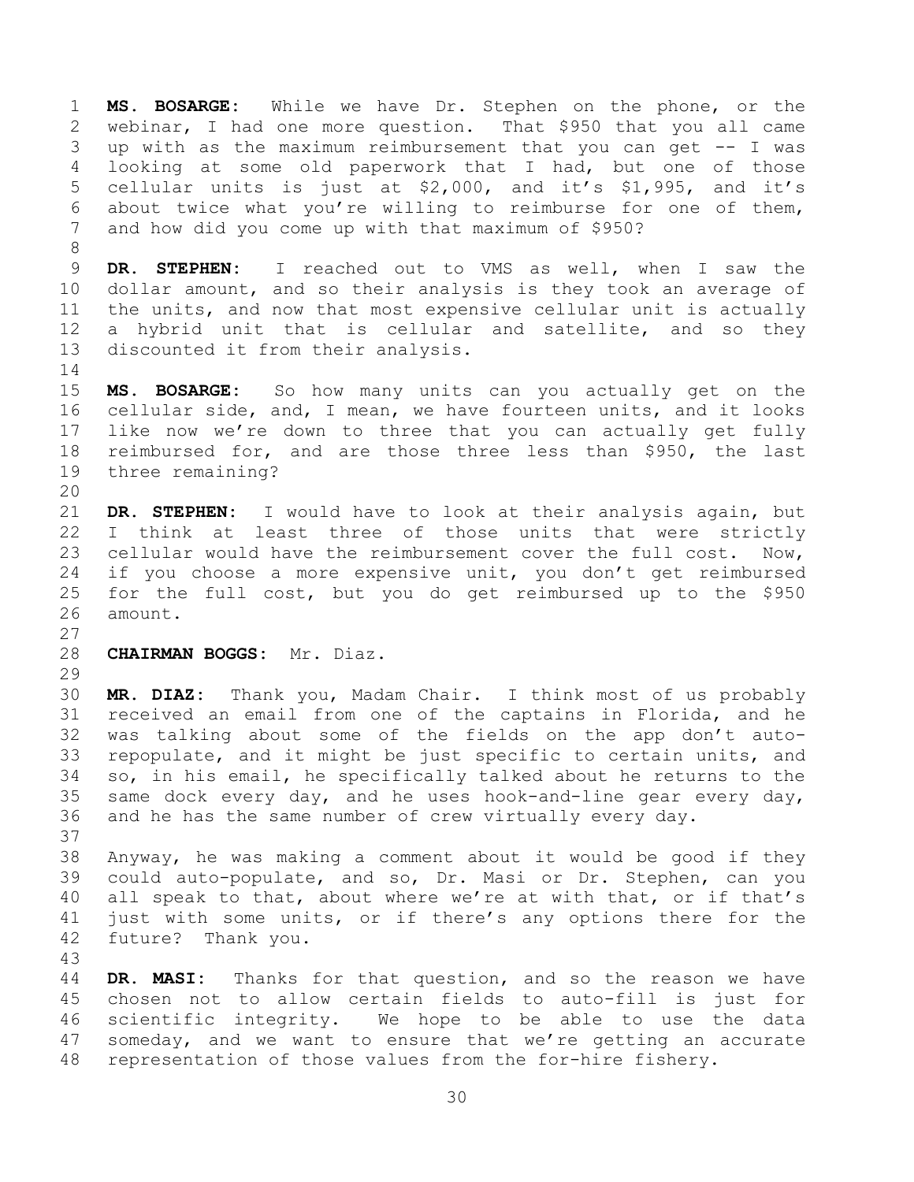**MS. BOSARGE:** While we have Dr. Stephen on the phone, or the webinar, I had one more question. That $950 that you all came up with as the maximum reimbursement that you can get -- I was looking at some old paperwork that I had, but one of those cellular units is just at $2,000, and it's $1,995, and it's about twice what you're willing to reimburse for one of them, and how did you come up with that maximum of $950?

**DR. STEPHEN:** I reached out to VMS as well, when I saw the dollar amount, and so their analysis is they took an average of the units, and now that most expensive cellular unit is actually a hybrid unit that is cellular and satellite, and so they discounted it from their analysis.

**MS. BOSARGE:** So how many units can you actually get on the cellular side, and, I mean, we have fourteen units, and it looks like now we're down to three that you can actually get fully reimbursed for, and are those three less than $950, the last three remaining?

**DR. STEPHEN:** I would have to look at their analysis again, but I think at least three of those units that were strictly cellular would have the reimbursement cover the full cost. Now, if you choose a more expensive unit, you don't get reimbursed for the full cost, but you do get reimbursed up to the $950 amount.

**CHAIRMAN BOGGS:** Mr. Diaz.

**MR. DIAZ:** Thank you, Madam Chair. I think most of us probably received an email from one of the captains in Florida, and he was talking about some of the fields on the app don't auto-repopulate, and it might be just specific to certain units, and so, in his email, he specifically talked about he returns to the same dock every day, and he uses hook-and-line gear every day, and he has the same number of crew virtually every day.

Anyway, he was making a comment about it would be good if they could auto-populate, and so, Dr. Masi or Dr. Stephen, can you all speak to that, about where we're at with that, or if that's just with some units, or if there's any options there for the future? Thank you.

**DR. MASI:** Thanks for that question, and so the reason we have chosen not to allow certain fields to auto-fill is just for scientific integrity. We hope to be able to use the data someday, and we want to ensure that we're getting an accurate representation of those values from the for-hire fishery.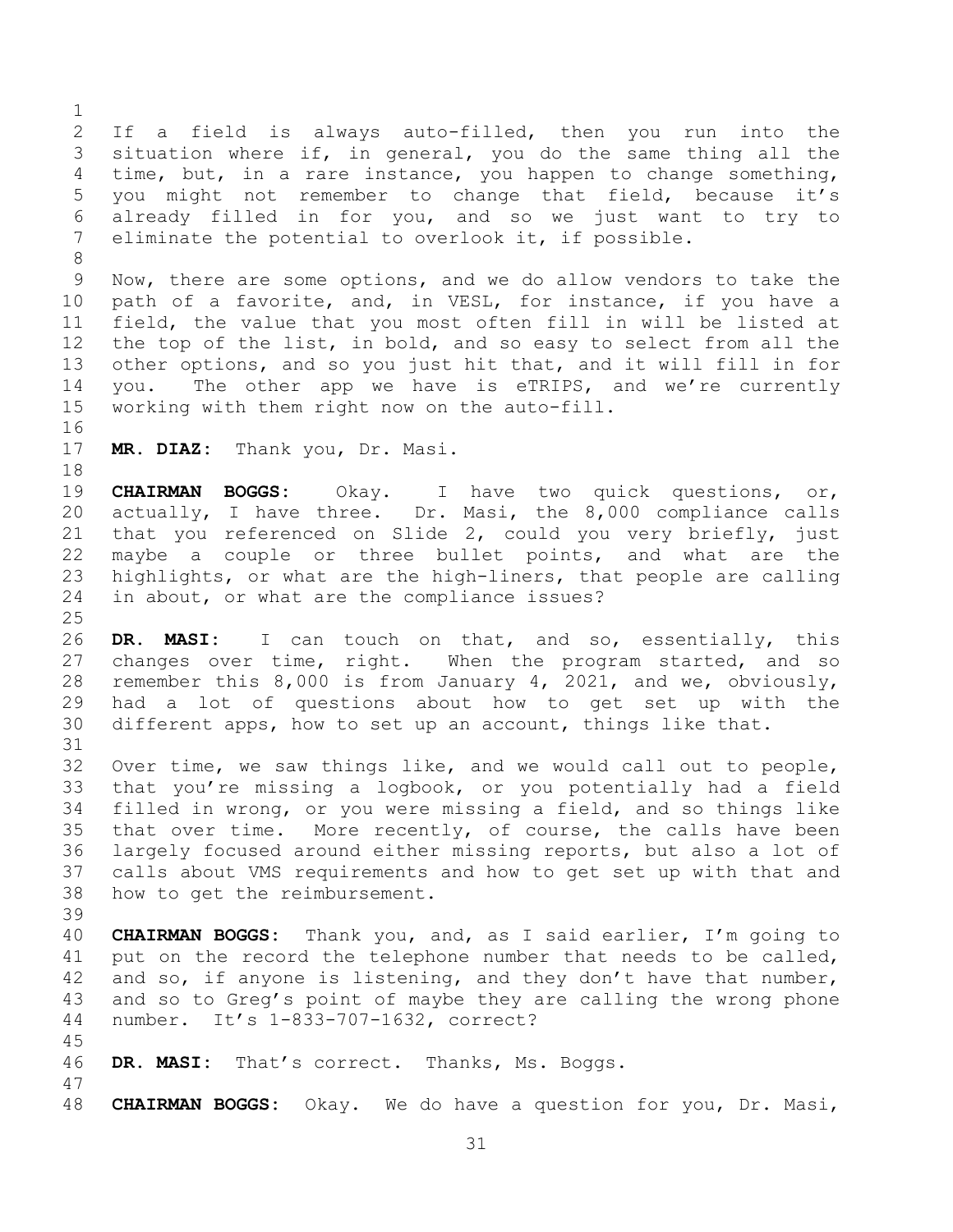If a field is always auto-filled, then you run into the situation where if, in general, you do the same thing all the time, but, in a rare instance, you happen to change something, you might not remember to change that field, because it's already filled in for you, and so we just want to try to eliminate the potential to overlook it, if possible.

Now, there are some options, and we do allow vendors to take the path of a favorite, and, in VESL, for instance, if you have a field, the value that you most often fill in will be listed at the top of the list, in bold, and so easy to select from all the other options, and so you just hit that, and it will fill in for you. The other app we have is eTRIPS, and we're currently working with them right now on the auto-fill.

**MR. DIAZ:** Thank you, Dr. Masi.

**CHAIRMAN BOGGS:** Okay. I have two quick questions, or, actually, I have three. Dr. Masi, the 8,000 compliance calls that you referenced on Slide 2, could you very briefly, just maybe a couple or three bullet points, and what are the highlights, or what are the high-liners, that people are calling in about, or what are the compliance issues?

**DR. MASI:** I can touch on that, and so, essentially, this changes over time, right. When the program started, and so remember this 8,000 is from January 4, 2021, and we, obviously, had a lot of questions about how to get set up with the different apps, how to set up an account, things like that.

Over time, we saw things like, and we would call out to people, that you're missing a logbook, or you potentially had a field filled in wrong, or you were missing a field, and so things like that over time. More recently, of course, the calls have been largely focused around either missing reports, but also a lot of calls about VMS requirements and how to get set up with that and how to get the reimbursement.

**CHAIRMAN BOGGS:** Thank you, and, as I said earlier, I'm going to put on the record the telephone number that needs to be called, and so, if anyone is listening, and they don't have that number, and so to Greg's point of maybe they are calling the wrong phone number. It's 1-833-707-1632, correct?

**DR. MASI:** That's correct. Thanks, Ms. Boggs.

**CHAIRMAN BOGGS:** Okay. We do have a question for you, Dr. Masi,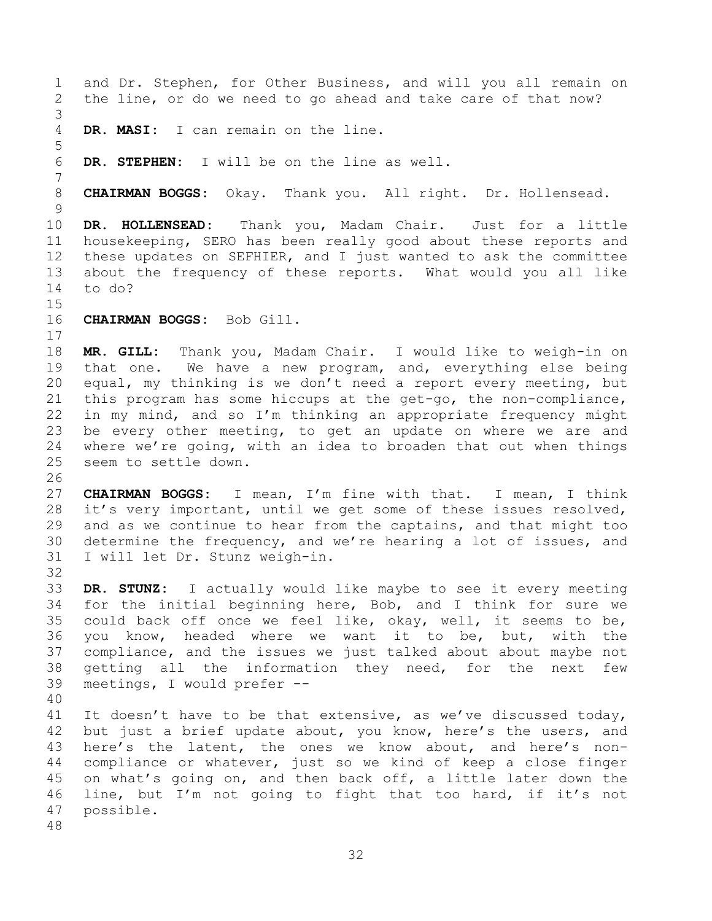and Dr. Stephen, for Other Business, and will you all remain on the line, or do we need to go ahead and take care of that now?

**DR. MASI:** I can remain on the line.

**DR. STEPHEN:** I will be on the line as well.

**CHAIRMAN BOGGS:** Okay. Thank you. All right. Dr. Hollensead.

**DR. HOLLENSEAD:** Thank you, Madam Chair. Just for a little housekeeping, SERO has been really good about these reports and these updates on SEFHIER, and I just wanted to ask the committee about the frequency of these reports. What would you all like to do?

**CHAIRMAN BOGGS:** Bob Gill.

**MR. GILL:** Thank you, Madam Chair. I would like to weigh-in on that one. We have a new program, and, everything else being equal, my thinking is we don't need a report every meeting, but this program has some hiccups at the get-go, the non-compliance, in my mind, and so I'm thinking an appropriate frequency might be every other meeting, to get an update on where we are and where we're going, with an idea to broaden that out when things seem to settle down.

**CHAIRMAN BOGGS:** I mean, I'm fine with that. I mean, I think it's very important, until we get some of these issues resolved, and as we continue to hear from the captains, and that might too determine the frequency, and we're hearing a lot of issues, and I will let Dr. Stunz weigh-in.

**DR. STUNZ:** I actually would like maybe to see it every meeting for the initial beginning here, Bob, and I think for sure we could back off once we feel like, okay, well, it seems to be, you know, headed where we want it to be, but, with the compliance, and the issues we just talked about about maybe not getting all the information they need, for the next few meetings, I would prefer --

It doesn't have to be that extensive, as we've discussed today, but just a brief update about, you know, here's the users, and here's the latent, the ones we know about, and here's non-compliance or whatever, just so we kind of keep a close finger on what's going on, and then back off, a little later down the line, but I'm not going to fight that too hard, if it's not possible.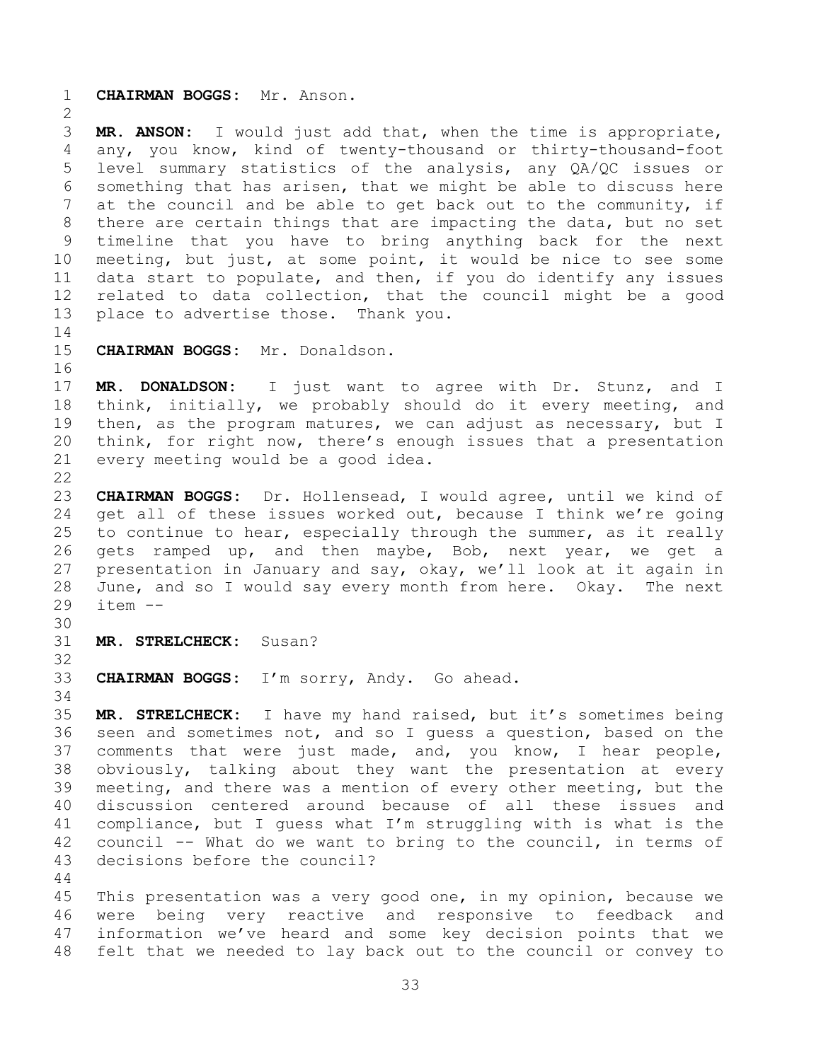**CHAIRMAN BOGGS:** Mr. Anson.

**MR. ANSON:** I would just add that, when the time is appropriate, any, you know, kind of twenty-thousand or thirty-thousand-foot level summary statistics of the analysis, any QA/QC issues or something that has arisen, that we might be able to discuss here at the council and be able to get back out to the community, if there are certain things that are impacting the data, but no set timeline that you have to bring anything back for the next meeting, but just, at some point, it would be nice to see some data start to populate, and then, if you do identify any issues related to data collection, that the council might be a good place to advertise those. Thank you.

**CHAIRMAN BOGGS:** Mr. Donaldson.

**MR. DONALDSON:** I just want to agree with Dr. Stunz, and I think, initially, we probably should do it every meeting, and then, as the program matures, we can adjust as necessary, but I think, for right now, there's enough issues that a presentation every meeting would be a good idea.

**CHAIRMAN BOGGS:** Dr. Hollensead, I would agree, until we kind of get all of these issues worked out, because I think we're going to continue to hear, especially through the summer, as it really gets ramped up, and then maybe, Bob, next year, we get a presentation in January and say, okay, we'll look at it again in June, and so I would say every month from here. Okay. The next item --

**MR. STRELCHECK:** Susan?

**CHAIRMAN BOGGS:** I'm sorry, Andy. Go ahead.

**MR. STRELCHECK:** I have my hand raised, but it's sometimes being seen and sometimes not, and so I guess a question, based on the comments that were just made, and, you know, I hear people, obviously, talking about they want the presentation at every meeting, and there was a mention of every other meeting, but the discussion centered around because of all these issues and compliance, but I guess what I'm struggling with is what is the council -- What do we want to bring to the council, in terms of decisions before the council?

This presentation was a very good one, in my opinion, because we were being very reactive and responsive to feedback and information we've heard and some key decision points that we felt that we needed to lay back out to the council or convey to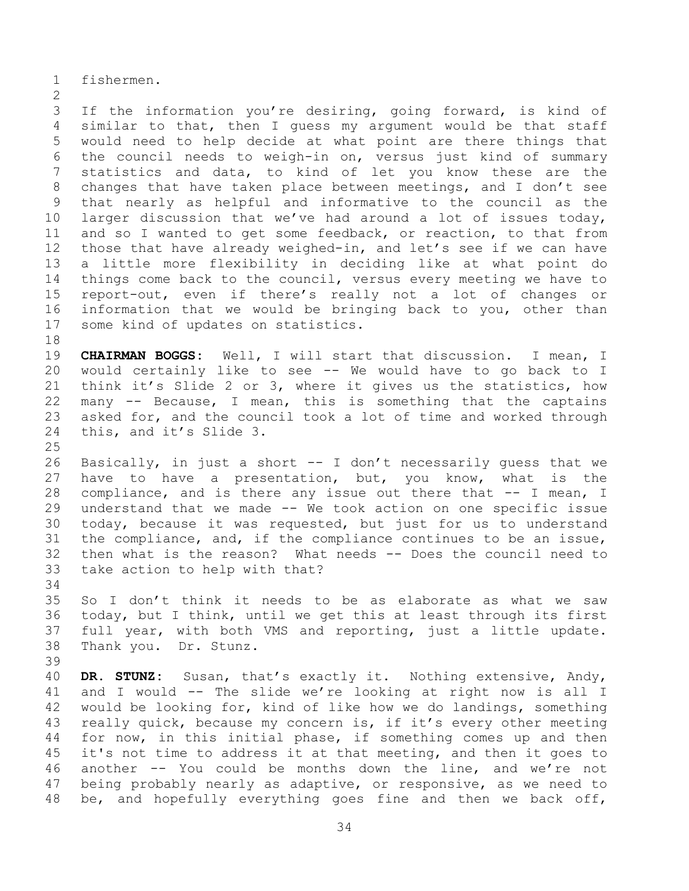fishermen.

If the information you're desiring, going forward, is kind of similar to that, then I guess my argument would be that staff would need to help decide at what point are there things that the council needs to weigh-in on, versus just kind of summary statistics and data, to kind of let you know these are the changes that have taken place between meetings, and I don't see that nearly as helpful and informative to the council as the larger discussion that we've had around a lot of issues today, and so I wanted to get some feedback, or reaction, to that from those that have already weighed-in, and let's see if we can have a little more flexibility in deciding like at what point do things come back to the council, versus every meeting we have to report-out, even if there's really not a lot of changes or information that we would be bringing back to you, other than some kind of updates on statistics.

**CHAIRMAN BOGGS:** Well, I will start that discussion. I mean, I would certainly like to see -- We would have to go back to I think it's Slide 2 or 3, where it gives us the statistics, how many -- Because, I mean, this is something that the captains asked for, and the council took a lot of time and worked through this, and it's Slide 3.

Basically, in just a short -- I don't necessarily guess that we have to have a presentation, but, you know, what is the compliance, and is there any issue out there that -- I mean, I understand that we made -- We took action on one specific issue today, because it was requested, but just for us to understand the compliance, and, if the compliance continues to be an issue, then what is the reason? What needs -- Does the council need to take action to help with that?

So I don't think it needs to be as elaborate as what we saw today, but I think, until we get this at least through its first full year, with both VMS and reporting, just a little update. Thank you. Dr. Stunz.

**DR. STUNZ:** Susan, that's exactly it. Nothing extensive, Andy, and I would -- The slide we're looking at right now is all I would be looking for, kind of like how we do landings, something really quick, because my concern is, if it's every other meeting for now, in this initial phase, if something comes up and then it's not time to address it at that meeting, and then it goes to another -- You could be months down the line, and we're not being probably nearly as adaptive, or responsive, as we need to be, and hopefully everything goes fine and then we back off,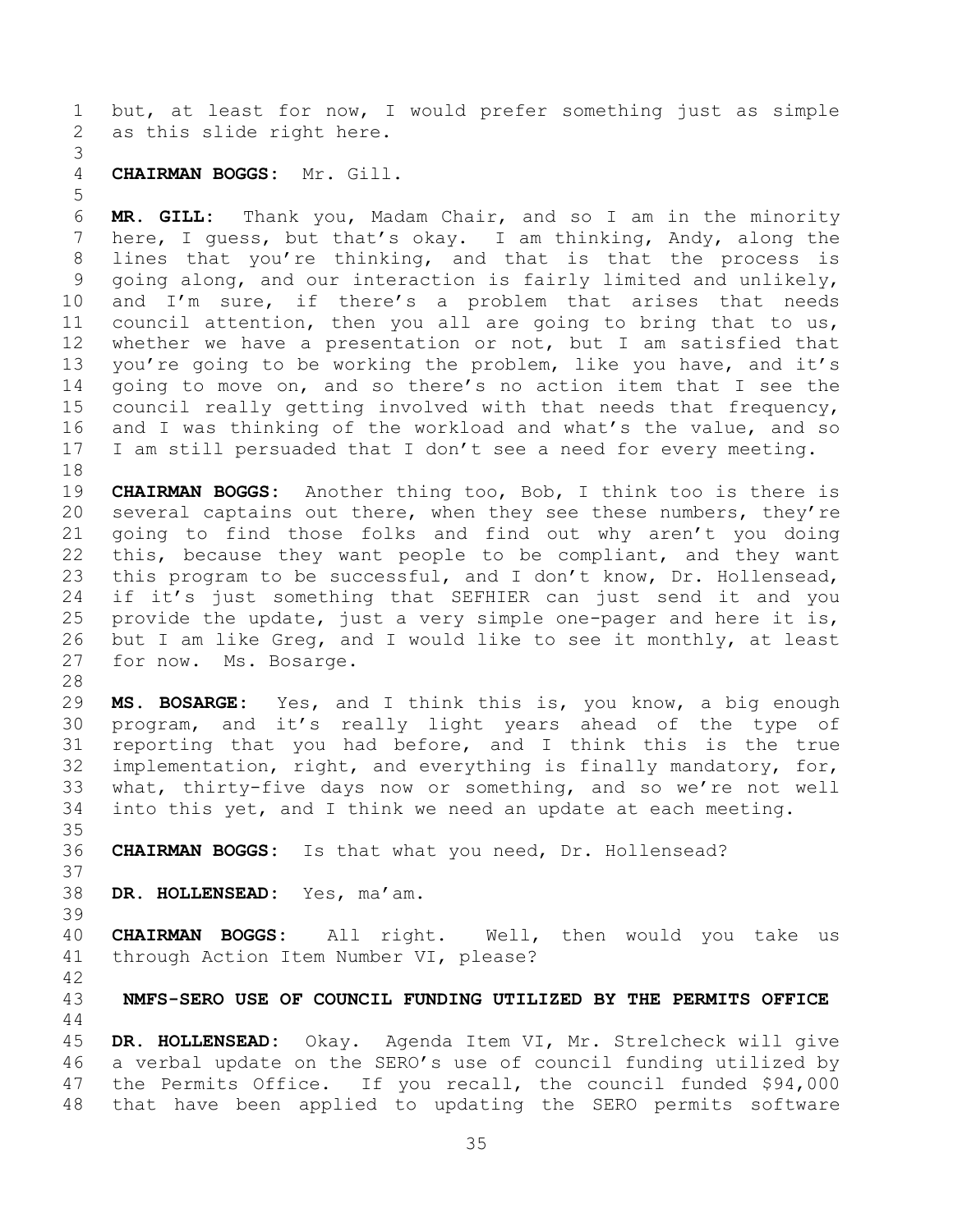but, at least for now, I would prefer something just as simple as this slide right here.

**CHAIRMAN BOGGS:** Mr. Gill.

**MR. GILL:** Thank you, Madam Chair, and so I am in the minority here, I guess, but that's okay. I am thinking, Andy, along the lines that you're thinking, and that is that the process is going along, and our interaction is fairly limited and unlikely, and I'm sure, if there's a problem that arises that needs council attention, then you all are going to bring that to us, whether we have a presentation or not, but I am satisfied that you're going to be working the problem, like you have, and it's going to move on, and so there's no action item that I see the council really getting involved with that needs that frequency, and I was thinking of the workload and what's the value, and so I am still persuaded that I don't see a need for every meeting.

**CHAIRMAN BOGGS:** Another thing too, Bob, I think too is there is several captains out there, when they see these numbers, they're going to find those folks and find out why aren't you doing this, because they want people to be compliant, and they want this program to be successful, and I don't know, Dr. Hollensead, if it's just something that SEFHIER can just send it and you provide the update, just a very simple one-pager and here it is, but I am like Greg, and I would like to see it monthly, at least for now. Ms. Bosarge.

**MS. BOSARGE:** Yes, and I think this is, you know, a big enough program, and it's really light years ahead of the type of reporting that you had before, and I think this is the true implementation, right, and everything is finally mandatory, for, what, thirty-five days now or something, and so we're not well into this yet, and I think we need an update at each meeting.

**CHAIRMAN BOGGS:** Is that what you need, Dr. Hollensead?

**DR. HOLLENSEAD:** Yes, ma'am.

**CHAIRMAN BOGGS:** All right. Well, then would you take us through Action Item Number VI, please?

## NMFS-SERO USE OF COUNCIL FUNDING UTILIZED BY THE PERMITS OFFICE

**DR. HOLLENSEAD:** Okay. Agenda Item VI, Mr. Strelcheck will give a verbal update on the SERO's use of council funding utilized by the Permits Office. If you recall, the council funded $94,000 that have been applied to updating the SERO permits software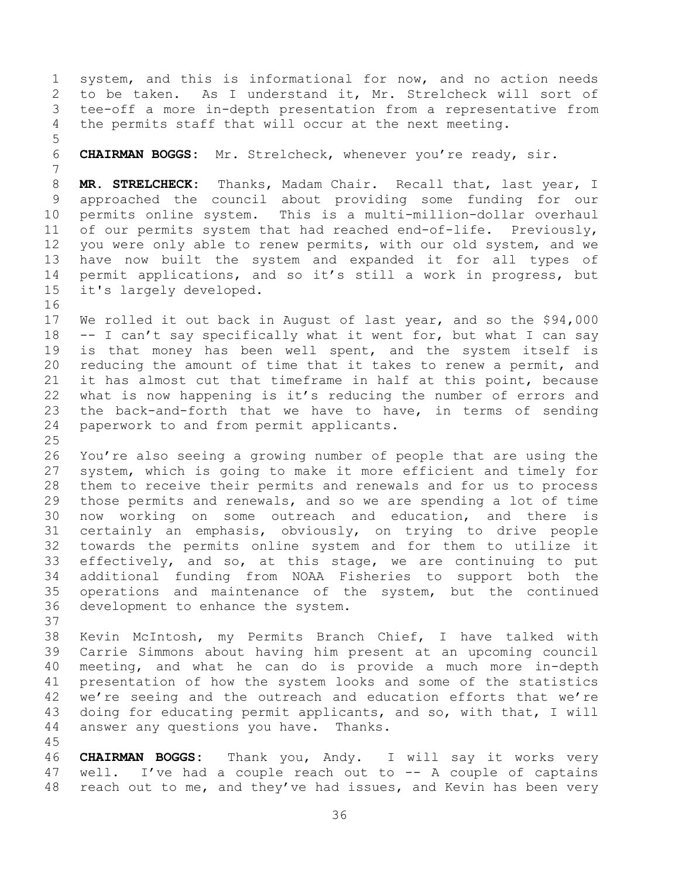system, and this is informational for now, and no action needs to be taken. As I understand it, Mr. Strelcheck will sort of tee-off a more in-depth presentation from a representative from the permits staff that will occur at the next meeting.

**CHAIRMAN BOGGS:** Mr. Strelcheck, whenever you're ready, sir.

**MR. STRELCHECK:** Thanks, Madam Chair. Recall that, last year, I approached the council about providing some funding for our permits online system. This is a multi-million-dollar overhaul of our permits system that had reached end-of-life. Previously, you were only able to renew permits, with our old system, and we have now built the system and expanded it for all types of permit applications, and so it's still a work in progress, but it's largely developed.

We rolled it out back in August of last year, and so the $94,000 -- I can't say specifically what it went for, but what I can say is that money has been well spent, and the system itself is reducing the amount of time that it takes to renew a permit, and it has almost cut that timeframe in half at this point, because what is now happening is it's reducing the number of errors and the back-and-forth that we have to have, in terms of sending paperwork to and from permit applicants.

You're also seeing a growing number of people that are using the system, which is going to make it more efficient and timely for them to receive their permits and renewals and for us to process those permits and renewals, and so we are spending a lot of time now working on some outreach and education, and there is certainly an emphasis, obviously, on trying to drive people towards the permits online system and for them to utilize it effectively, and so, at this stage, we are continuing to put additional funding from NOAA Fisheries to support both the operations and maintenance of the system, but the continued development to enhance the system.

Kevin McIntosh, my Permits Branch Chief, I have talked with Carrie Simmons about having him present at an upcoming council meeting, and what he can do is provide a much more in-depth presentation of how the system looks and some of the statistics we're seeing and the outreach and education efforts that we're doing for educating permit applicants, and so, with that, I will answer any questions you have. Thanks.

**CHAIRMAN BOGGS:** Thank you, Andy. I will say it works very well. I've had a couple reach out to -- A couple of captains reach out to me, and they've had issues, and Kevin has been very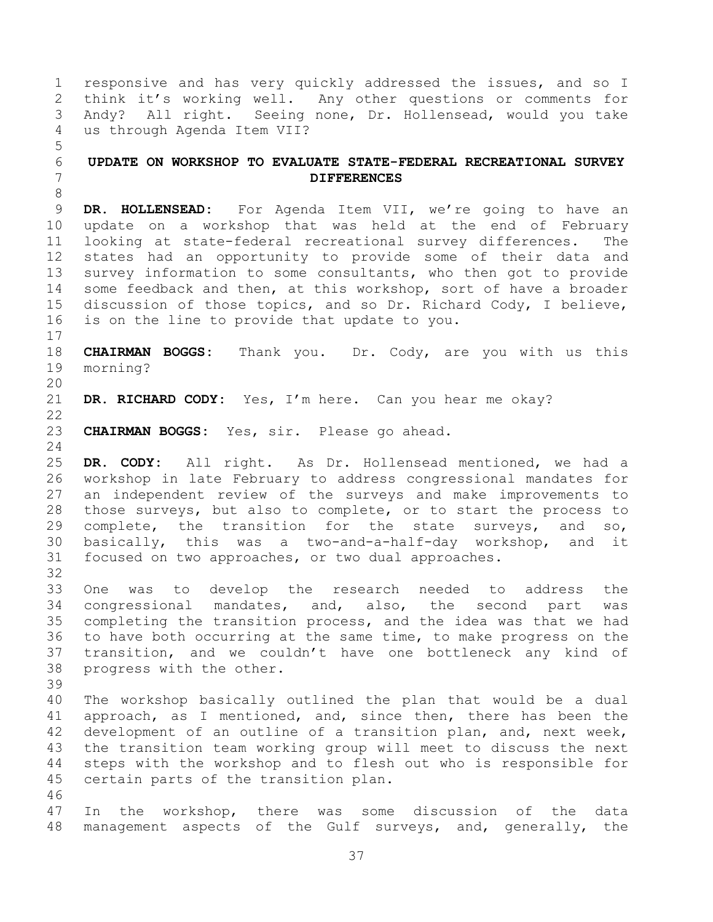responsive and has very quickly addressed the issues, and so I think it's working well. Any other questions or comments for Andy? All right. Seeing none, Dr. Hollensead, would you take us through Agenda Item VII?

## UPDATE ON WORKSHOP TO EVALUATE STATE-FEDERAL RECREATIONAL SURVEY DIFFERENCES

**DR. HOLLENSEAD:** For Agenda Item VII, we're going to have an update on a workshop that was held at the end of February looking at state-federal recreational survey differences. The states had an opportunity to provide some of their data and survey information to some consultants, who then got to provide some feedback and then, at this workshop, sort of have a broader discussion of those topics, and so Dr. Richard Cody, I believe, is on the line to provide that update to you.

**CHAIRMAN BOGGS:** Thank you. Dr. Cody, are you with us this morning?

**DR. RICHARD CODY:** Yes, I'm here. Can you hear me okay?

**CHAIRMAN BOGGS:** Yes, sir. Please go ahead.

**DR. CODY:** All right. As Dr. Hollensead mentioned, we had a workshop in late February to address congressional mandates for an independent review of the surveys and make improvements to those surveys, but also to complete, or to start the process to complete, the transition for the state surveys, and so, basically, this was a two-and-a-half-day workshop, and it focused on two approaches, or two dual approaches.

One was to develop the research needed to address the congressional mandates, and, also, the second part was completing the transition process, and the idea was that we had to have both occurring at the same time, to make progress on the transition, and we couldn't have one bottleneck any kind of progress with the other.

The workshop basically outlined the plan that would be a dual approach, as I mentioned, and, since then, there has been the development of an outline of a transition plan, and, next week, the transition team working group will meet to discuss the next steps with the workshop and to flesh out who is responsible for certain parts of the transition plan.

In the workshop, there was some discussion of the data management aspects of the Gulf surveys, and, generally, the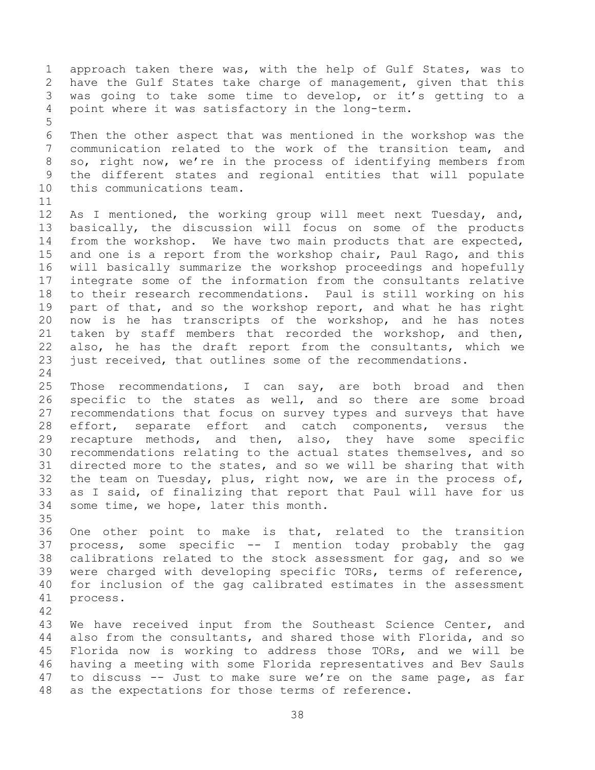approach taken there was, with the help of Gulf States, was to have the Gulf States take charge of management, given that this was going to take some time to develop, or it's getting to a point where it was satisfactory in the long-term.

Then the other aspect that was mentioned in the workshop was the communication related to the work of the transition team, and so, right now, we're in the process of identifying members from the different states and regional entities that will populate this communications team.

As I mentioned, the working group will meet next Tuesday, and, basically, the discussion will focus on some of the products from the workshop. We have two main products that are expected, and one is a report from the workshop chair, Paul Rago, and this will basically summarize the workshop proceedings and hopefully integrate some of the information from the consultants relative to their research recommendations. Paul is still working on his part of that, and so the workshop report, and what he has right now is he has transcripts of the workshop, and he has notes taken by staff members that recorded the workshop, and then, also, he has the draft report from the consultants, which we just received, that outlines some of the recommendations.

Those recommendations, I can say, are both broad and then specific to the states as well, and so there are some broad recommendations that focus on survey types and surveys that have effort, separate effort and catch components, versus the recapture methods, and then, also, they have some specific recommendations relating to the actual states themselves, and so directed more to the states, and so we will be sharing that with the team on Tuesday, plus, right now, we are in the process of, as I said, of finalizing that report that Paul will have for us some time, we hope, later this month.

One other point to make is that, related to the transition process, some specific -- I mention today probably the gag calibrations related to the stock assessment for gag, and so we were charged with developing specific TORs, terms of reference, for inclusion of the gag calibrated estimates in the assessment process.

We have received input from the Southeast Science Center, and also from the consultants, and shared those with Florida, and so Florida now is working to address those TORs, and we will be having a meeting with some Florida representatives and Bev Sauls to discuss -- Just to make sure we're on the same page, as far as the expectations for those terms of reference.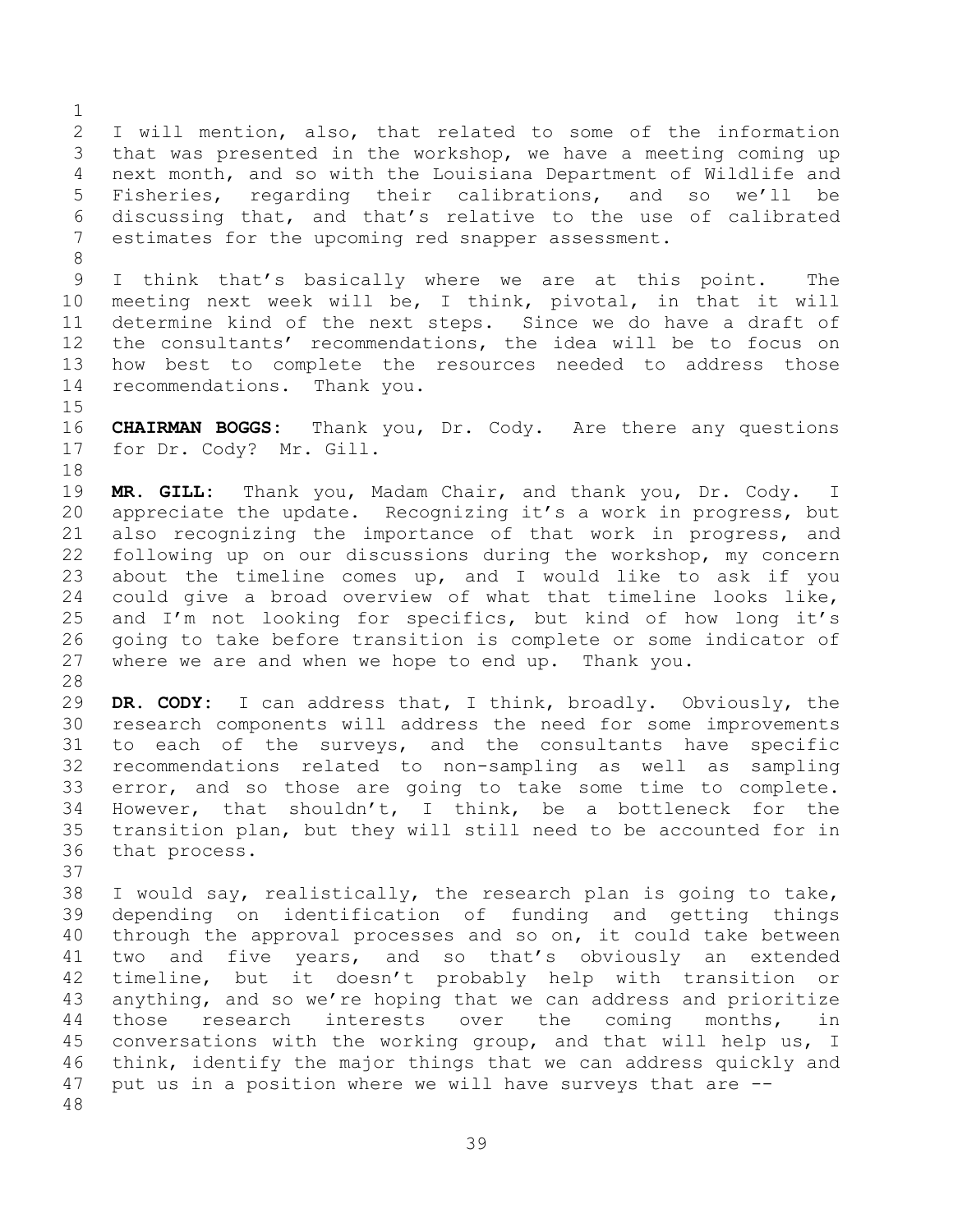I will mention, also, that related to some of the information that was presented in the workshop, we have a meeting coming up next month, and so with the Louisiana Department of Wildlife and Fisheries, regarding their calibrations, and so we'll be discussing that, and that's relative to the use of calibrated estimates for the upcoming red snapper assessment.

I think that's basically where we are at this point. The meeting next week will be, I think, pivotal, in that it will determine kind of the next steps. Since we do have a draft of the consultants' recommendations, the idea will be to focus on how best to complete the resources needed to address those recommendations. Thank you.

**CHAIRMAN BOGGS:** Thank you, Dr. Cody. Are there any questions for Dr. Cody? Mr. Gill.

**MR. GILL:** Thank you, Madam Chair, and thank you, Dr. Cody. I appreciate the update. Recognizing it's a work in progress, but also recognizing the importance of that work in progress, and following up on our discussions during the workshop, my concern about the timeline comes up, and I would like to ask if you could give a broad overview of what that timeline looks like, and I'm not looking for specifics, but kind of how long it's going to take before transition is complete or some indicator of where we are and when we hope to end up. Thank you.

**DR. CODY:** I can address that, I think, broadly. Obviously, the research components will address the need for some improvements to each of the surveys, and the consultants have specific recommendations related to non-sampling as well as sampling error, and so those are going to take some time to complete. However, that shouldn't, I think, be a bottleneck for the transition plan, but they will still need to be accounted for in that process.

I would say, realistically, the research plan is going to take, depending on identification of funding and getting things through the approval processes and so on, it could take between two and five years, and so that's obviously an extended timeline, but it doesn't probably help with transition or anything, and so we're hoping that we can address and prioritize those research interests over the coming months, in conversations with the working group, and that will help us, I think, identify the major things that we can address quickly and put us in a position where we will have surveys that are --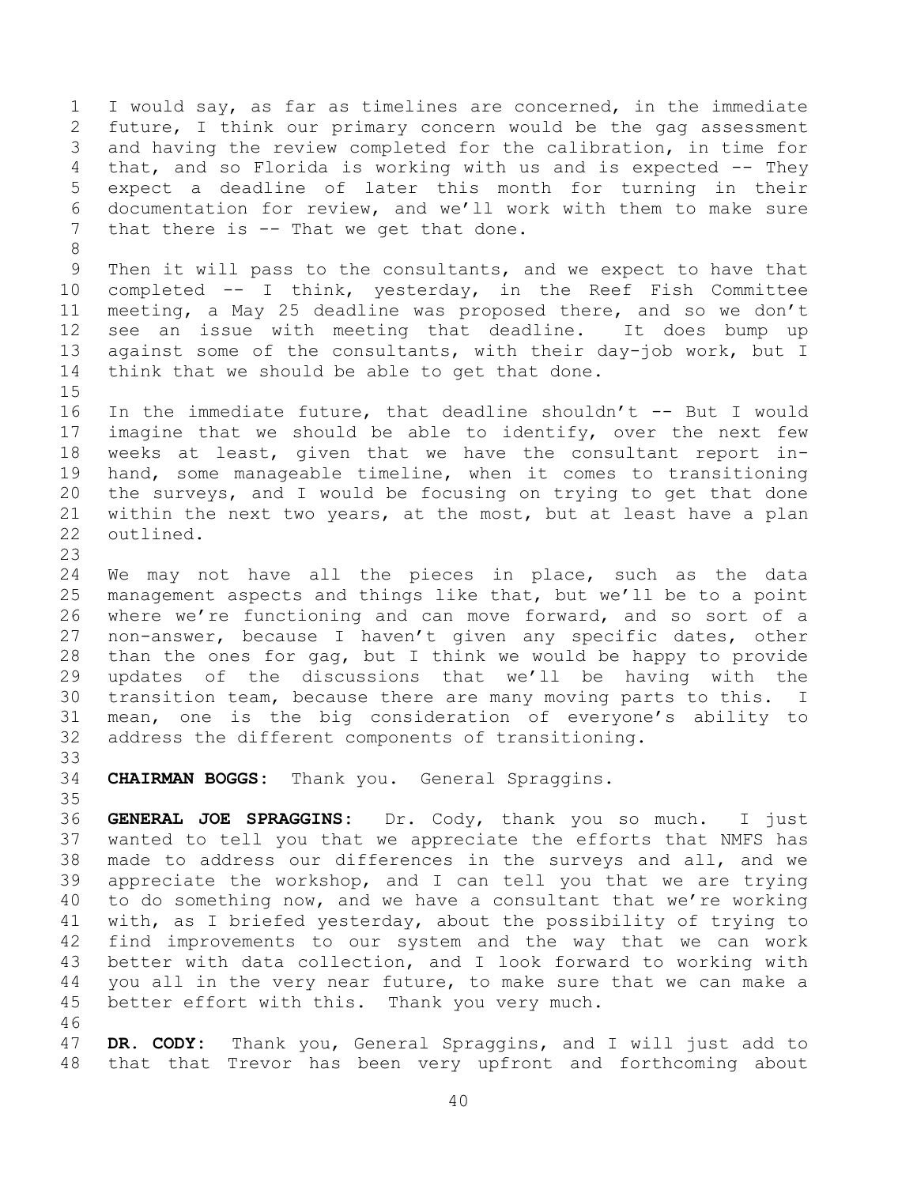I would say, as far as timelines are concerned, in the immediate future, I think our primary concern would be the gag assessment and having the review completed for the calibration, in time for that, and so Florida is working with us and is expected -- They expect a deadline of later this month for turning in their documentation for review, and we'll work with them to make sure that there is -- That we get that done.

Then it will pass to the consultants, and we expect to have that completed -- I think, yesterday, in the Reef Fish Committee meeting, a May 25 deadline was proposed there, and so we don't see an issue with meeting that deadline. It does bump up against some of the consultants, with their day-job work, but I think that we should be able to get that done.

In the immediate future, that deadline shouldn't -- But I would imagine that we should be able to identify, over the next few weeks at least, given that we have the consultant report in-hand, some manageable timeline, when it comes to transitioning the surveys, and I would be focusing on trying to get that done within the next two years, at the most, but at least have a plan outlined.

We may not have all the pieces in place, such as the data management aspects and things like that, but we'll be to a point where we're functioning and can move forward, and so sort of a non-answer, because I haven't given any specific dates, other than the ones for gag, but I think we would be happy to provide updates of the discussions that we'll be having with the transition team, because there are many moving parts to this. I mean, one is the big consideration of everyone's ability to address the different components of transitioning.

**CHAIRMAN BOGGS:** Thank you. General Spraggins.

**GENERAL JOE SPRAGGINS:** Dr. Cody, thank you so much. I just wanted to tell you that we appreciate the efforts that NMFS has made to address our differences in the surveys and all, and we appreciate the workshop, and I can tell you that we are trying to do something now, and we have a consultant that we're working with, as I briefed yesterday, about the possibility of trying to find improvements to our system and the way that we can work better with data collection, and I look forward to working with you all in the very near future, to make sure that we can make a better effort with this. Thank you very much.

**DR. CODY:** Thank you, General Spraggins, and I will just add to that that Trevor has been very upfront and forthcoming about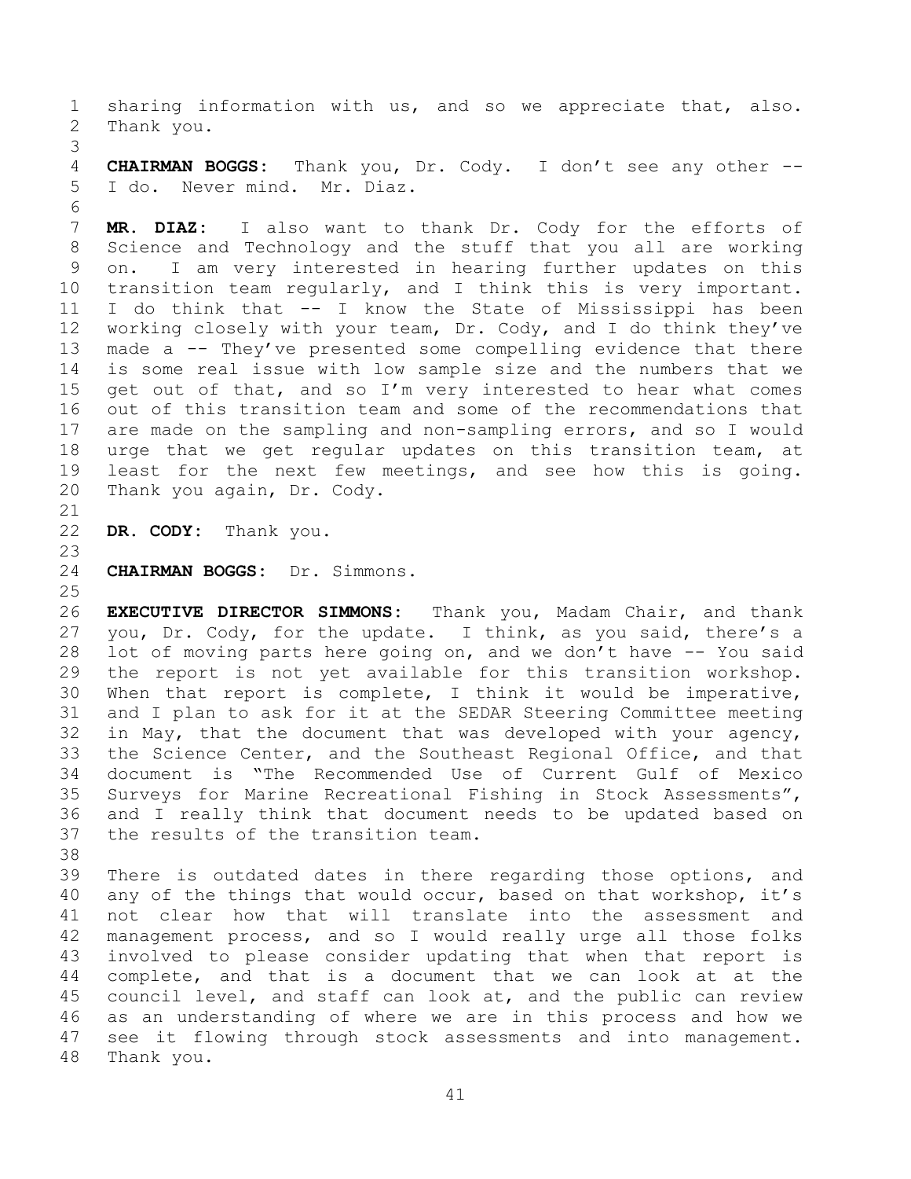sharing information with us, and so we appreciate that, also. Thank you.

**CHAIRMAN BOGGS:** Thank you, Dr. Cody. I don't see any other -- I do. Never mind. Mr. Diaz.

**MR. DIAZ:** I also want to thank Dr. Cody for the efforts of Science and Technology and the stuff that you all are working on. I am very interested in hearing further updates on this transition team regularly, and I think this is very important. I do think that -- I know the State of Mississippi has been working closely with your team, Dr. Cody, and I do think they've made a -- They've presented some compelling evidence that there is some real issue with low sample size and the numbers that we get out of that, and so I'm very interested to hear what comes out of this transition team and some of the recommendations that are made on the sampling and non-sampling errors, and so I would urge that we get regular updates on this transition team, at least for the next few meetings, and see how this is going. Thank you again, Dr. Cody.

**DR. CODY:** Thank you.

**CHAIRMAN BOGGS:** Dr. Simmons.

**EXECUTIVE DIRECTOR SIMMONS:** Thank you, Madam Chair, and thank you, Dr. Cody, for the update. I think, as you said, there's a lot of moving parts here going on, and we don't have -- You said the report is not yet available for this transition workshop. When that report is complete, I think it would be imperative, and I plan to ask for it at the SEDAR Steering Committee meeting in May, that the document that was developed with your agency, the Science Center, and the Southeast Regional Office, and that document is "The Recommended Use of Current Gulf of Mexico Surveys for Marine Recreational Fishing in Stock Assessments", and I really think that document needs to be updated based on the results of the transition team.

There is outdated dates in there regarding those options, and any of the things that would occur, based on that workshop, it's not clear how that will translate into the assessment and management process, and so I would really urge all those folks involved to please consider updating that when that report is complete, and that is a document that we can look at at the council level, and staff can look at, and the public can review as an understanding of where we are in this process and how we see it flowing through stock assessments and into management. Thank you.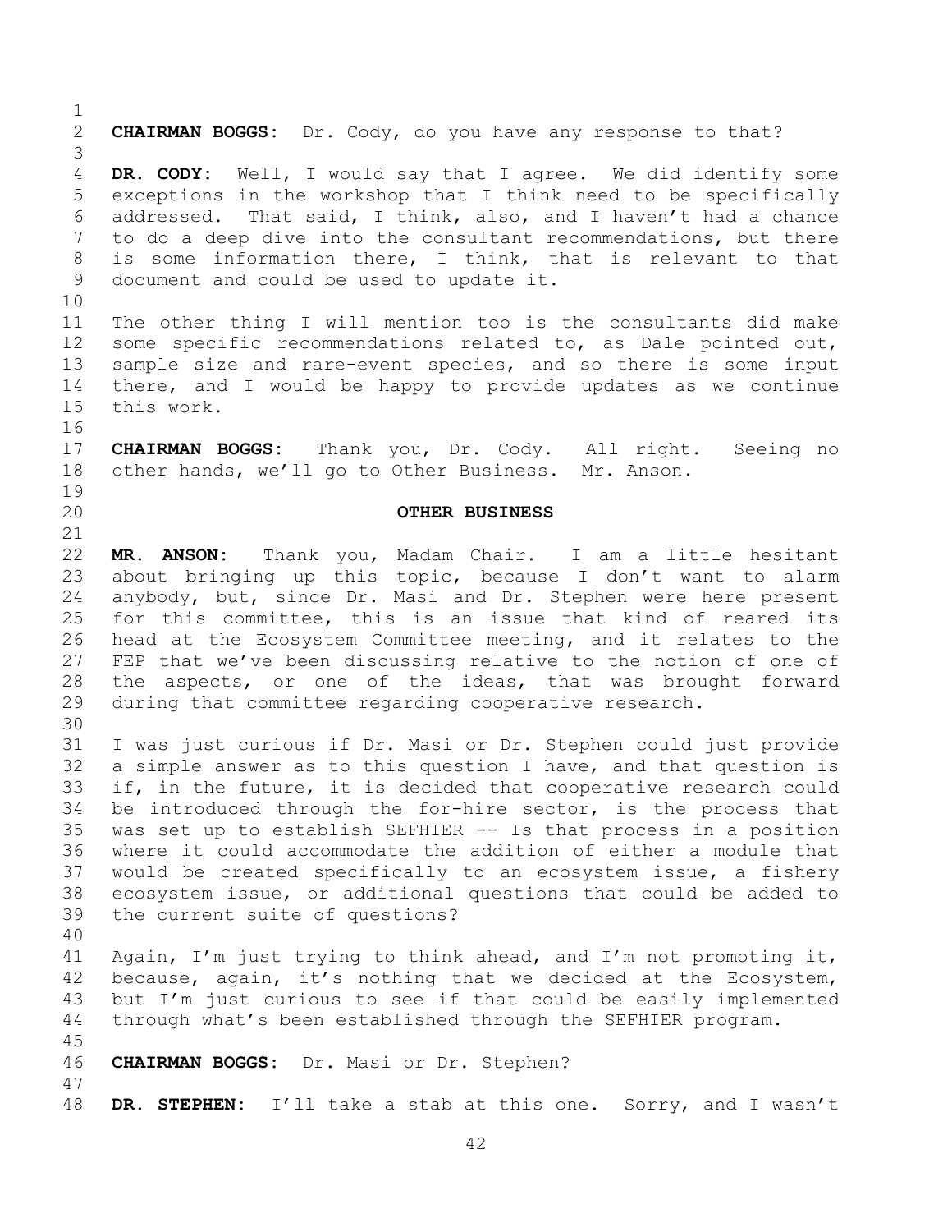**CHAIRMAN BOGGS:** Dr. Cody, do you have any response to that?

**DR. CODY:** Well, I would say that I agree. We did identify some exceptions in the workshop that I think need to be specifically addressed. That said, I think, also, and I haven't had a chance to do a deep dive into the consultant recommendations, but there is some information there, I think, that is relevant to that document and could be used to update it.

The other thing I will mention too is the consultants did make some specific recommendations related to, as Dale pointed out, sample size and rare-event species, and so there is some input there, and I would be happy to provide updates as we continue this work.

**CHAIRMAN BOGGS:** Thank you, Dr. Cody. All right. Seeing no other hands, we'll go to Other Business. Mr. Anson.

## OTHER BUSINESS

**MR. ANSON:** Thank you, Madam Chair. I am a little hesitant about bringing up this topic, because I don't want to alarm anybody, but, since Dr. Masi and Dr. Stephen were here present for this committee, this is an issue that kind of reared its head at the Ecosystem Committee meeting, and it relates to the FEP that we've been discussing relative to the notion of one of the aspects, or one of the ideas, that was brought forward during that committee regarding cooperative research.

I was just curious if Dr. Masi or Dr. Stephen could just provide a simple answer as to this question I have, and that question is if, in the future, it is decided that cooperative research could be introduced through the for-hire sector, is the process that was set up to establish SEFHIER -- Is that process in a position where it could accommodate the addition of either a module that would be created specifically to an ecosystem issue, a fishery ecosystem issue, or additional questions that could be added to the current suite of questions?

Again, I'm just trying to think ahead, and I'm not promoting it, because, again, it's nothing that we decided at the Ecosystem, but I'm just curious to see if that could be easily implemented through what's been established through the SEFHIER program.

**CHAIRMAN BOGGS:** Dr. Masi or Dr. Stephen?

**DR. STEPHEN:** I'll take a stab at this one. Sorry, and I wasn't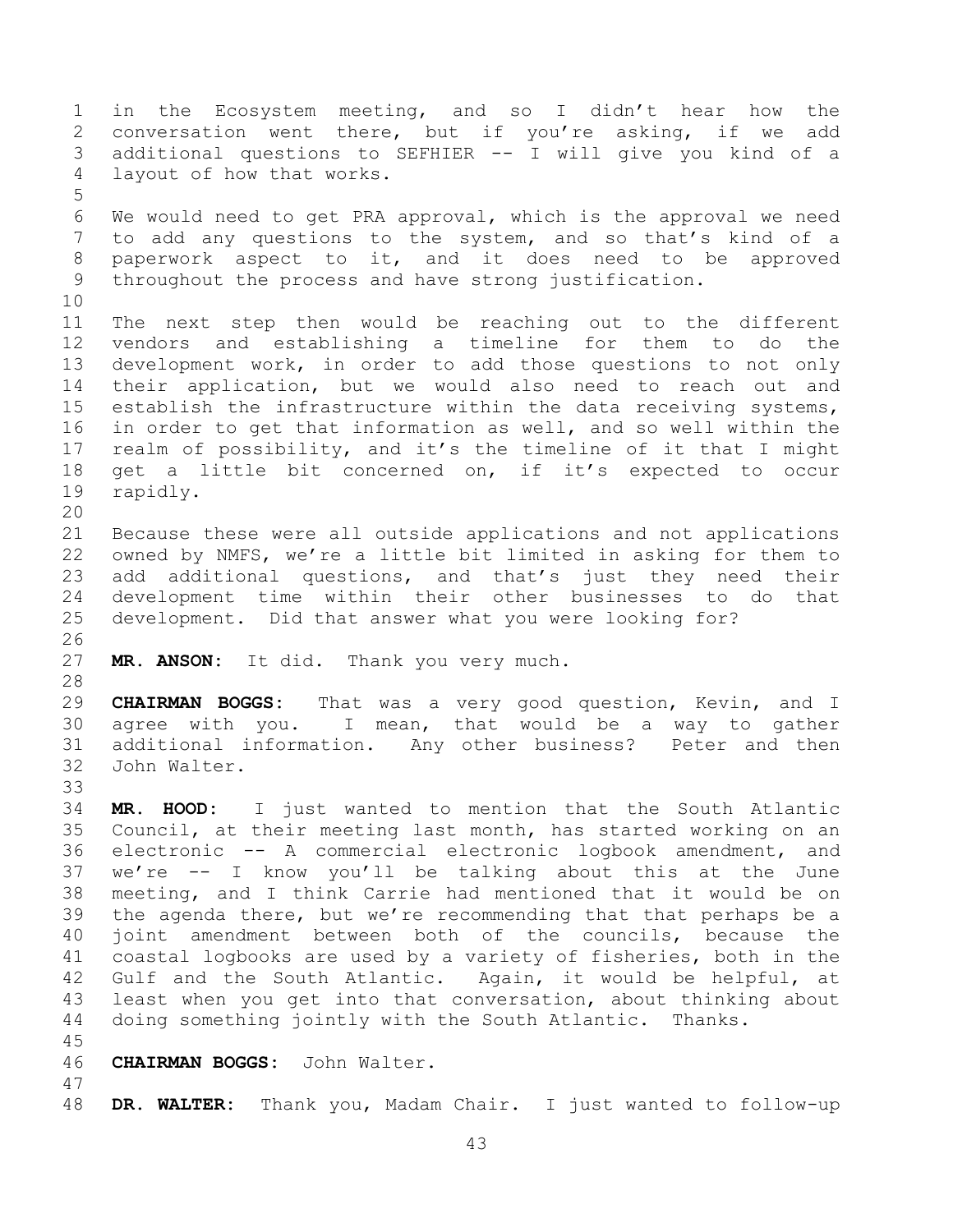in the Ecosystem meeting, and so I didn't hear how the conversation went there, but if you're asking, if we add additional questions to SEFHIER -- I will give you kind of a layout of how that works.

We would need to get PRA approval, which is the approval we need to add any questions to the system, and so that's kind of a paperwork aspect to it, and it does need to be approved throughout the process and have strong justification.

The next step then would be reaching out to the different vendors and establishing a timeline for them to do the development work, in order to add those questions to not only their application, but we would also need to reach out and establish the infrastructure within the data receiving systems, in order to get that information as well, and so well within the realm of possibility, and it's the timeline of it that I might get a little bit concerned on, if it's expected to occur rapidly.

Because these were all outside applications and not applications owned by NMFS, we're a little bit limited in asking for them to add additional questions, and that's just they need their development time within their other businesses to do that development. Did that answer what you were looking for?

**MR. ANSON:** It did. Thank you very much.

**CHAIRMAN BOGGS:** That was a very good question, Kevin, and I agree with you. I mean, that would be a way to gather additional information. Any other business? Peter and then John Walter.

**MR. HOOD:** I just wanted to mention that the South Atlantic Council, at their meeting last month, has started working on an electronic -- A commercial electronic logbook amendment, and we're -- I know you'll be talking about this at the June meeting, and I think Carrie had mentioned that it would be on the agenda there, but we're recommending that that perhaps be a joint amendment between both of the councils, because the coastal logbooks are used by a variety of fisheries, both in the Gulf and the South Atlantic. Again, it would be helpful, at least when you get into that conversation, about thinking about doing something jointly with the South Atlantic. Thanks.

**CHAIRMAN BOGGS:** John Walter.

**DR. WALTER:** Thank you, Madam Chair. I just wanted to follow-up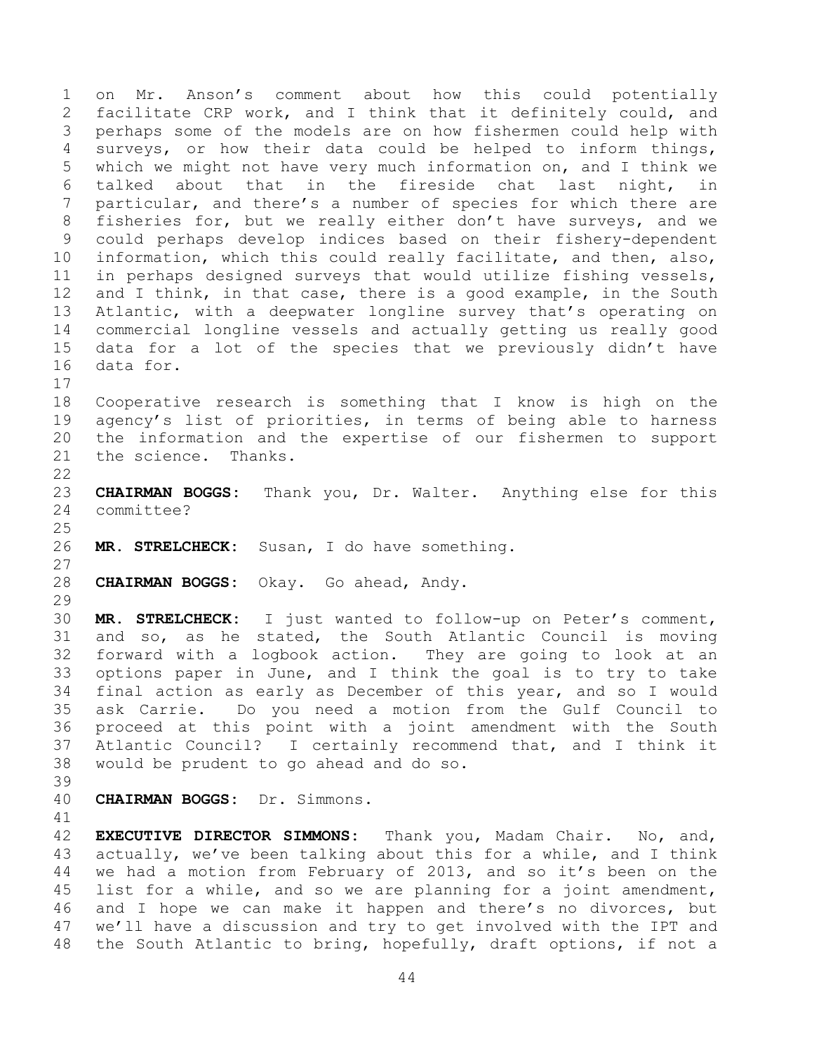on Mr. Anson's comment about how this could potentially facilitate CRP work, and I think that it definitely could, and perhaps some of the models are on how fishermen could help with surveys, or how their data could be helped to inform things, which we might not have very much information on, and I think we talked about that in the fireside chat last night, in particular, and there's a number of species for which there are fisheries for, but we really either don't have surveys, and we could perhaps develop indices based on their fishery-dependent information, which this could really facilitate, and then, also, in perhaps designed surveys that would utilize fishing vessels, and I think, in that case, there is a good example, in the South Atlantic, with a deepwater longline survey that's operating on commercial longline vessels and actually getting us really good data for a lot of the species that we previously didn't have data for.

Cooperative research is something that I know is high on the agency's list of priorities, in terms of being able to harness the information and the expertise of our fishermen to support the science. Thanks.

**CHAIRMAN BOGGS:** Thank you, Dr. Walter. Anything else for this committee?

**MR. STRELCHECK:** Susan, I do have something.

**CHAIRMAN BOGGS:** Okay. Go ahead, Andy.

**MR. STRELCHECK:** I just wanted to follow-up on Peter's comment, and so, as he stated, the South Atlantic Council is moving forward with a logbook action. They are going to look at an options paper in June, and I think the goal is to try to take final action as early as December of this year, and so I would ask Carrie. Do you need a motion from the Gulf Council to proceed at this point with a joint amendment with the South Atlantic Council? I certainly recommend that, and I think it would be prudent to go ahead and do so.

**CHAIRMAN BOGGS:** Dr. Simmons.

**EXECUTIVE DIRECTOR SIMMONS:** Thank you, Madam Chair. No, and, actually, we've been talking about this for a while, and I think we had a motion from February of 2013, and so it's been on the list for a while, and so we are planning for a joint amendment, and I hope we can make it happen and there's no divorces, but we'll have a discussion and try to get involved with the IPT and the South Atlantic to bring, hopefully, draft options, if not a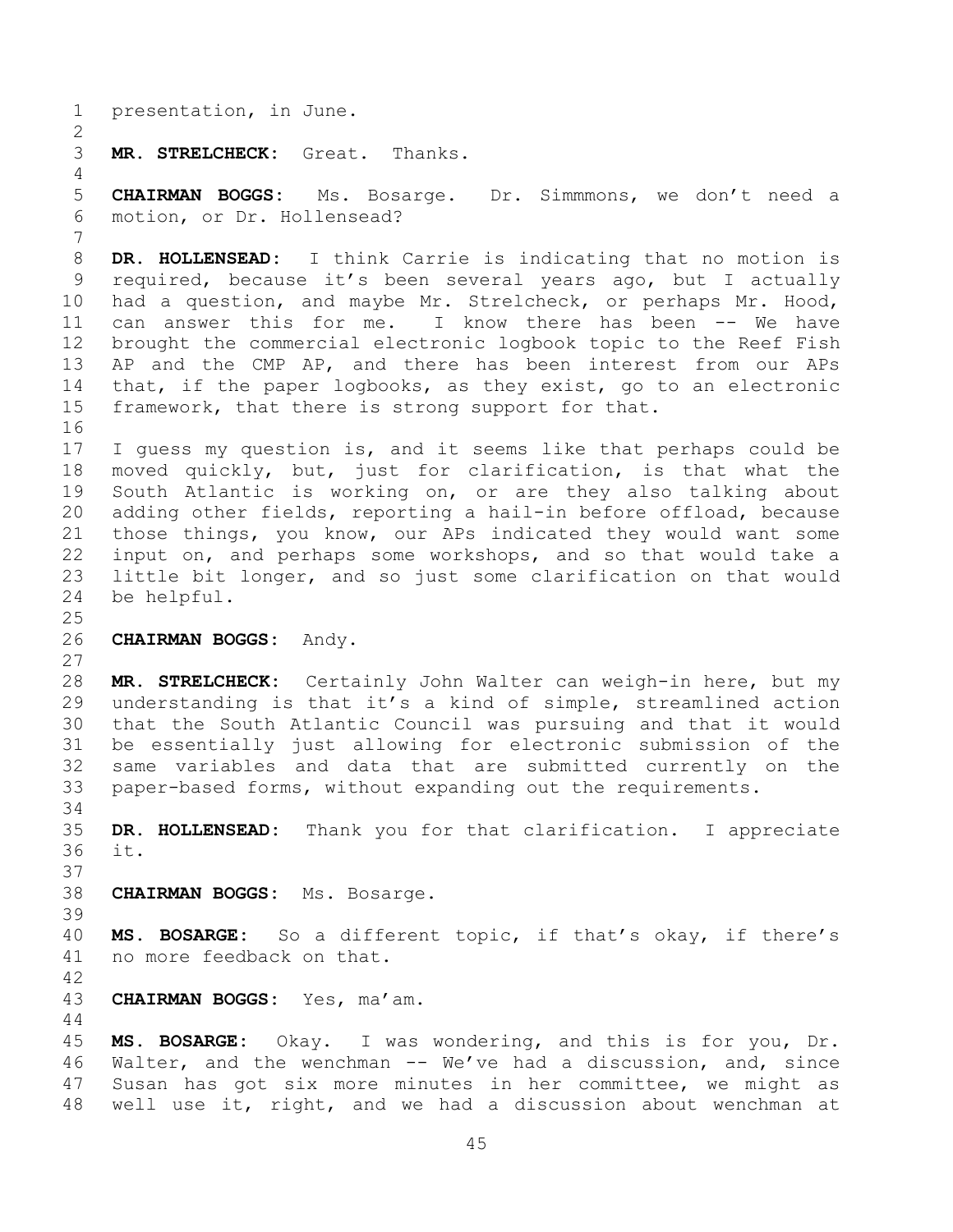presentation, in June.

**MR. STRELCHECK:** Great. Thanks.

**CHAIRMAN BOGGS:** Ms. Bosarge. Dr. Simmmons, we don't need a motion, or Dr. Hollensead?

**DR. HOLLENSEAD:** I think Carrie is indicating that no motion is required, because it's been several years ago, but I actually had a question, and maybe Mr. Strelcheck, or perhaps Mr. Hood, can answer this for me. I know there has been -- We have brought the commercial electronic logbook topic to the Reef Fish AP and the CMP AP, and there has been interest from our APs that, if the paper logbooks, as they exist, go to an electronic framework, that there is strong support for that.

I guess my question is, and it seems like that perhaps could be moved quickly, but, just for clarification, is that what the South Atlantic is working on, or are they also talking about adding other fields, reporting a hail-in before offload, because those things, you know, our APs indicated they would want some input on, and perhaps some workshops, and so that would take a little bit longer, and so just some clarification on that would be helpful.

**CHAIRMAN BOGGS:** Andy.

**MR. STRELCHECK:** Certainly John Walter can weigh-in here, but my understanding is that it's a kind of simple, streamlined action that the South Atlantic Council was pursuing and that it would be essentially just allowing for electronic submission of the same variables and data that are submitted currently on the paper-based forms, without expanding out the requirements.

**DR. HOLLENSEAD:** Thank you for that clarification. I appreciate it.

**CHAIRMAN BOGGS:** Ms. Bosarge.

**MS. BOSARGE:** So a different topic, if that's okay, if there's no more feedback on that.

**CHAIRMAN BOGGS:** Yes, ma'am.

**MS. BOSARGE:** Okay. I was wondering, and this is for you, Dr. Walter, and the wenchman -- We've had a discussion, and, since Susan has got six more minutes in her committee, we might as well use it, right, and we had a discussion about wenchman at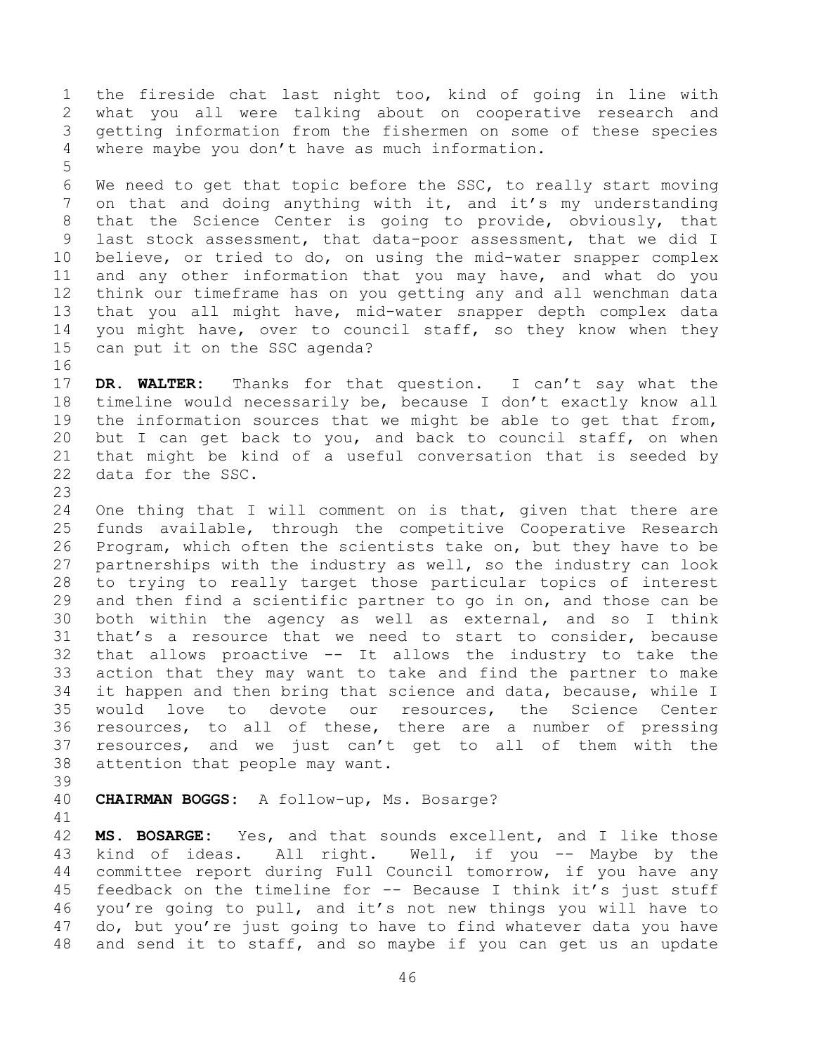the fireside chat last night too, kind of going in line with what you all were talking about on cooperative research and getting information from the fishermen on some of these species where maybe you don't have as much information.

We need to get that topic before the SSC, to really start moving on that and doing anything with it, and it's my understanding that the Science Center is going to provide, obviously, that last stock assessment, that data-poor assessment, that we did I believe, or tried to do, on using the mid-water snapper complex and any other information that you may have, and what do you think our timeframe has on you getting any and all wenchman data that you all might have, mid-water snapper depth complex data you might have, over to council staff, so they know when they can put it on the SSC agenda?

**DR. WALTER:** Thanks for that question. I can't say what the timeline would necessarily be, because I don't exactly know all the information sources that we might be able to get that from, but I can get back to you, and back to council staff, on when that might be kind of a useful conversation that is seeded by data for the SSC.

One thing that I will comment on is that, given that there are funds available, through the competitive Cooperative Research Program, which often the scientists take on, but they have to be partnerships with the industry as well, so the industry can look to trying to really target those particular topics of interest and then find a scientific partner to go in on, and those can be both within the agency as well as external, and so I think that's a resource that we need to start to consider, because that allows proactive -- It allows the industry to take the action that they may want to take and find the partner to make it happen and then bring that science and data, because, while I would love to devote our resources, the Science Center resources, to all of these, there are a number of pressing resources, and we just can't get to all of them with the attention that people may want.

**CHAIRMAN BOGGS:** A follow-up, Ms. Bosarge?

**MS. BOSARGE:** Yes, and that sounds excellent, and I like those kind of ideas. All right. Well, if you -- Maybe by the committee report during Full Council tomorrow, if you have any feedback on the timeline for -- Because I think it's just stuff you're going to pull, and it's not new things you will have to do, but you're just going to have to find whatever data you have and send it to staff, and so maybe if you can get us an update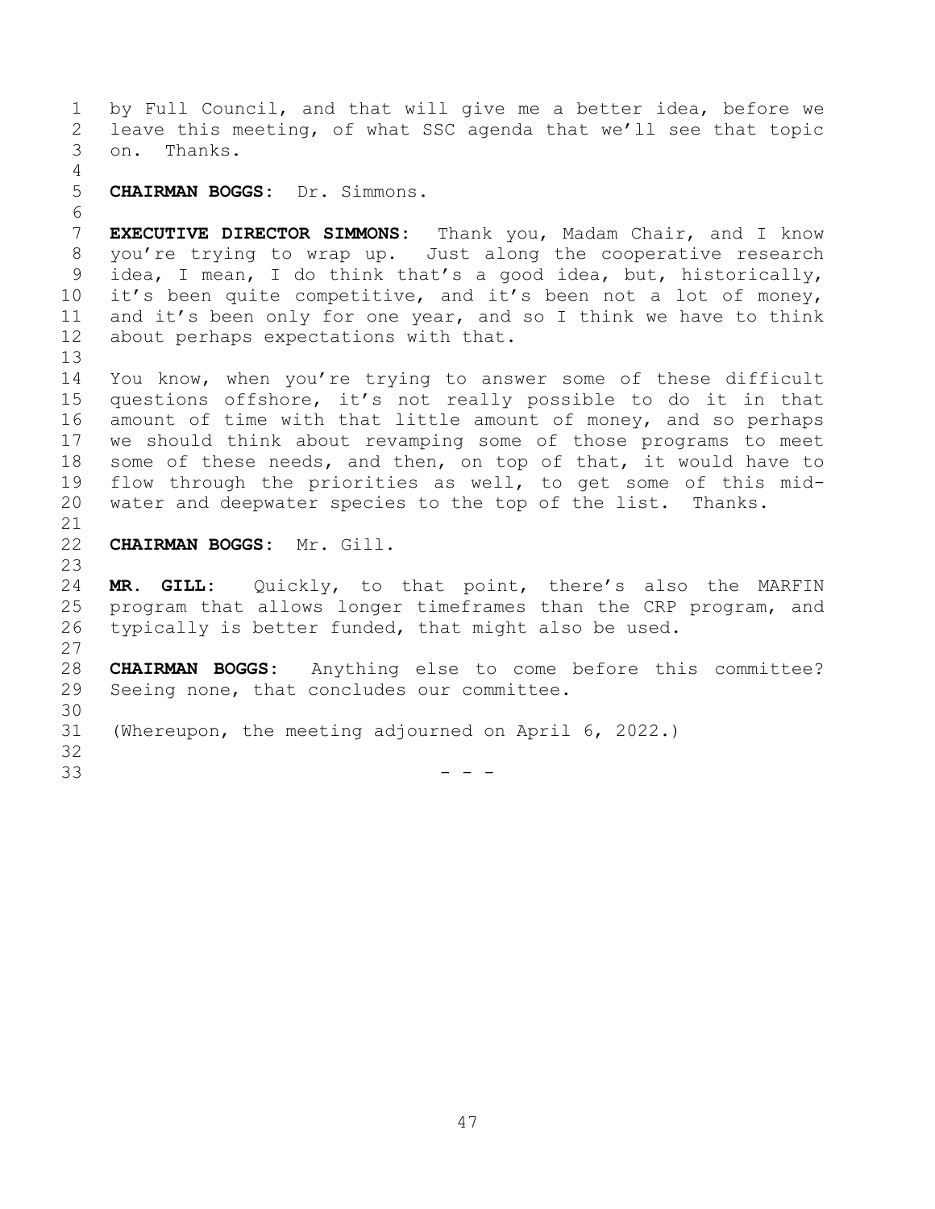by Full Council, and that will give me a better idea, before we leave this meeting, of what SSC agenda that we'll see that topic on. Thanks.

**CHAIRMAN BOGGS:** Dr. Simmons.

**EXECUTIVE DIRECTOR SIMMONS:** Thank you, Madam Chair, and I know you're trying to wrap up. Just along the cooperative research idea, I mean, I do think that's a good idea, but, historically, it's been quite competitive, and it's been not a lot of money, and it's been only for one year, and so I think we have to think about perhaps expectations with that.

You know, when you're trying to answer some of these difficult questions offshore, it's not really possible to do it in that amount of time with that little amount of money, and so perhaps we should think about revamping some of those programs to meet some of these needs, and then, on top of that, it would have to flow through the priorities as well, to get some of this mid-water and deepwater species to the top of the list. Thanks.

**CHAIRMAN BOGGS:** Mr. Gill.

**MR. GILL:** Quickly, to that point, there's also the MARFIN program that allows longer timeframes than the CRP program, and typically is better funded, that might also be used.

**CHAIRMAN BOGGS:** Anything else to come before this committee? Seeing none, that concludes our committee.

(Whereupon, the meeting adjourned on April 6, 2022.)

- - -